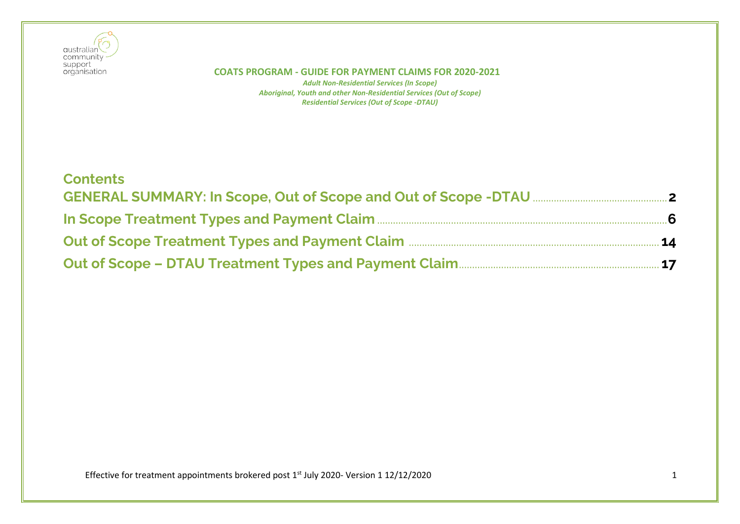australian community support organisation

**COATS PROGRAM - GUIDE FOR PAYMENT CLAIMS FOR 2020-2021**

*Adult Non-Residential Services (In Scope)*
*Aboriginal, Youth and other Non-Residential Services (Out of Scope)*
*Residential Services (Out of Scope -DTAU)*

## Contents

GENERAL SUMMARY: In Scope, Out of Scope and Out of Scope -DTAU .......... 2

In Scope Treatment Types and Payment Claim .......... 6

Out of Scope Treatment Types and Payment Claim .......... 14

Out of Scope – DTAU Treatment Types and Payment Claim .......... 17

Effective for treatment appointments brokered post 1st July 2020- Version 1 12/12/2020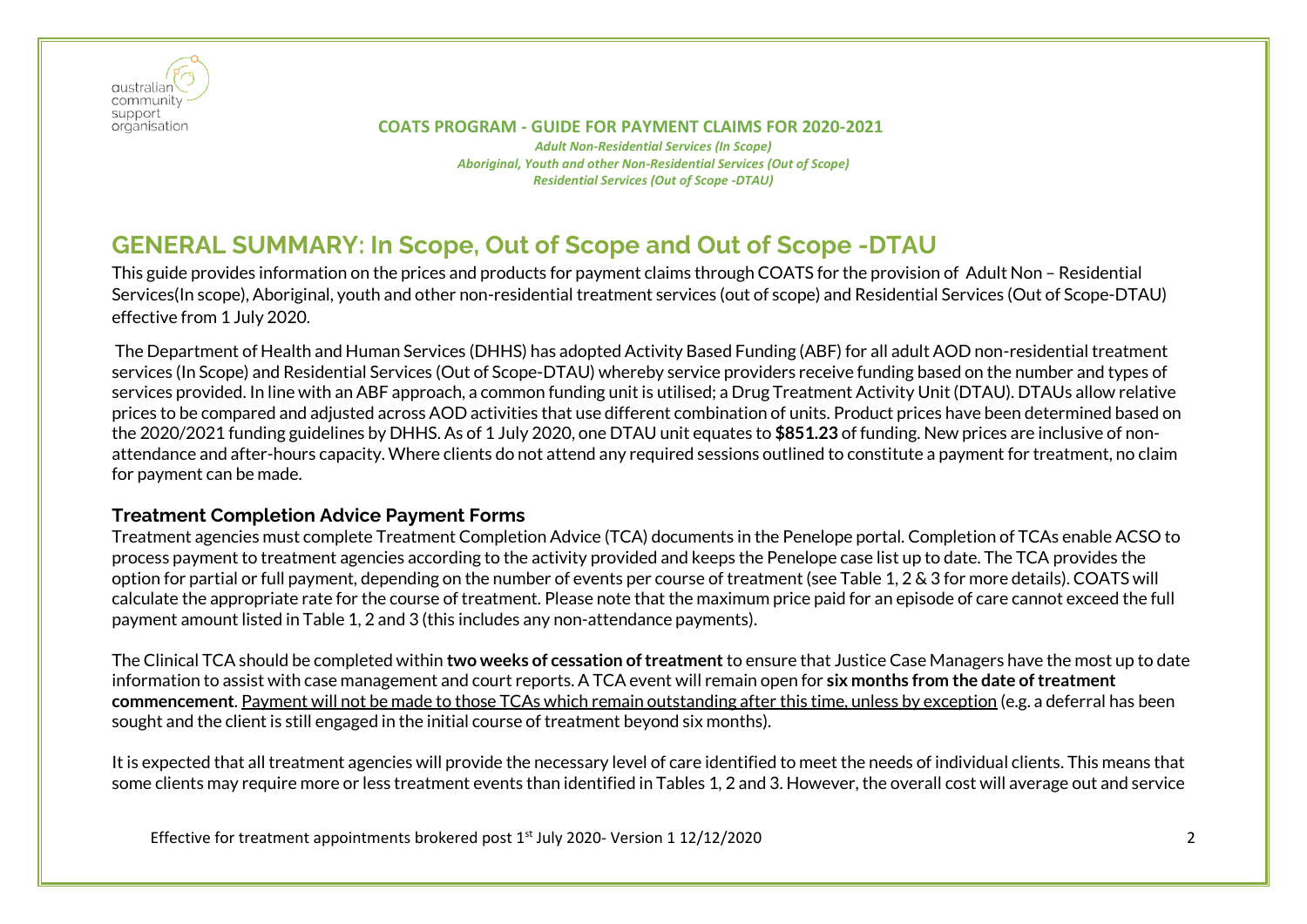**COATS PROGRAM - GUIDE FOR PAYMENT CLAIMS FOR 2020-2021**

*Adult Non-Residential Services (In Scope)*
*Aboriginal, Youth and other Non-Residential Services (Out of Scope)*
*Residential Services (Out of Scope -DTAU)*

# GENERAL SUMMARY: In Scope, Out of Scope and Out of Scope -DTAU

This guide provides information on the prices and products for payment claims through COATS for the provision of Adult Non – Residential Services(In scope), Aboriginal, youth and other non-residential treatment services (out of scope) and Residential Services (Out of Scope-DTAU) effective from 1 July 2020.

The Department of Health and Human Services (DHHS) has adopted Activity Based Funding (ABF) for all adult AOD non-residential treatment services (In Scope) and Residential Services (Out of Scope-DTAU) whereby service providers receive funding based on the number and types of services provided. In line with an ABF approach, a common funding unit is utilised; a Drug Treatment Activity Unit (DTAU). DTAUs allow relative prices to be compared and adjusted across AOD activities that use different combination of units. Product prices have been determined based on the 2020/2021 funding guidelines by DHHS. As of 1 July 2020, one DTAU unit equates to **$851.23** of funding. New prices are inclusive of non-attendance and after-hours capacity. Where clients do not attend any required sessions outlined to constitute a payment for treatment, no claim for payment can be made.

### Treatment Completion Advice Payment Forms

Treatment agencies must complete Treatment Completion Advice (TCA) documents in the Penelope portal. Completion of TCAs enable ACSO to process payment to treatment agencies according to the activity provided and keeps the Penelope case list up to date. The TCA provides the option for partial or full payment, depending on the number of events per course of treatment (see Table 1, 2 & 3 for more details). COATS will calculate the appropriate rate for the course of treatment. Please note that the maximum price paid for an episode of care cannot exceed the full payment amount listed in Table 1, 2 and 3 (this includes any non-attendance payments).

The Clinical TCA should be completed within **two weeks of cessation of treatment** to ensure that Justice Case Managers have the most up to date information to assist with case management and court reports. A TCA event will remain open for **six months from the date of treatment commencement**. Payment will not be made to those TCAs which remain outstanding after this time, unless by exception (e.g. a deferral has been sought and the client is still engaged in the initial course of treatment beyond six months).

It is expected that all treatment agencies will provide the necessary level of care identified to meet the needs of individual clients. This means that some clients may require more or less treatment events than identified in Tables 1, 2 and 3. However, the overall cost will average out and service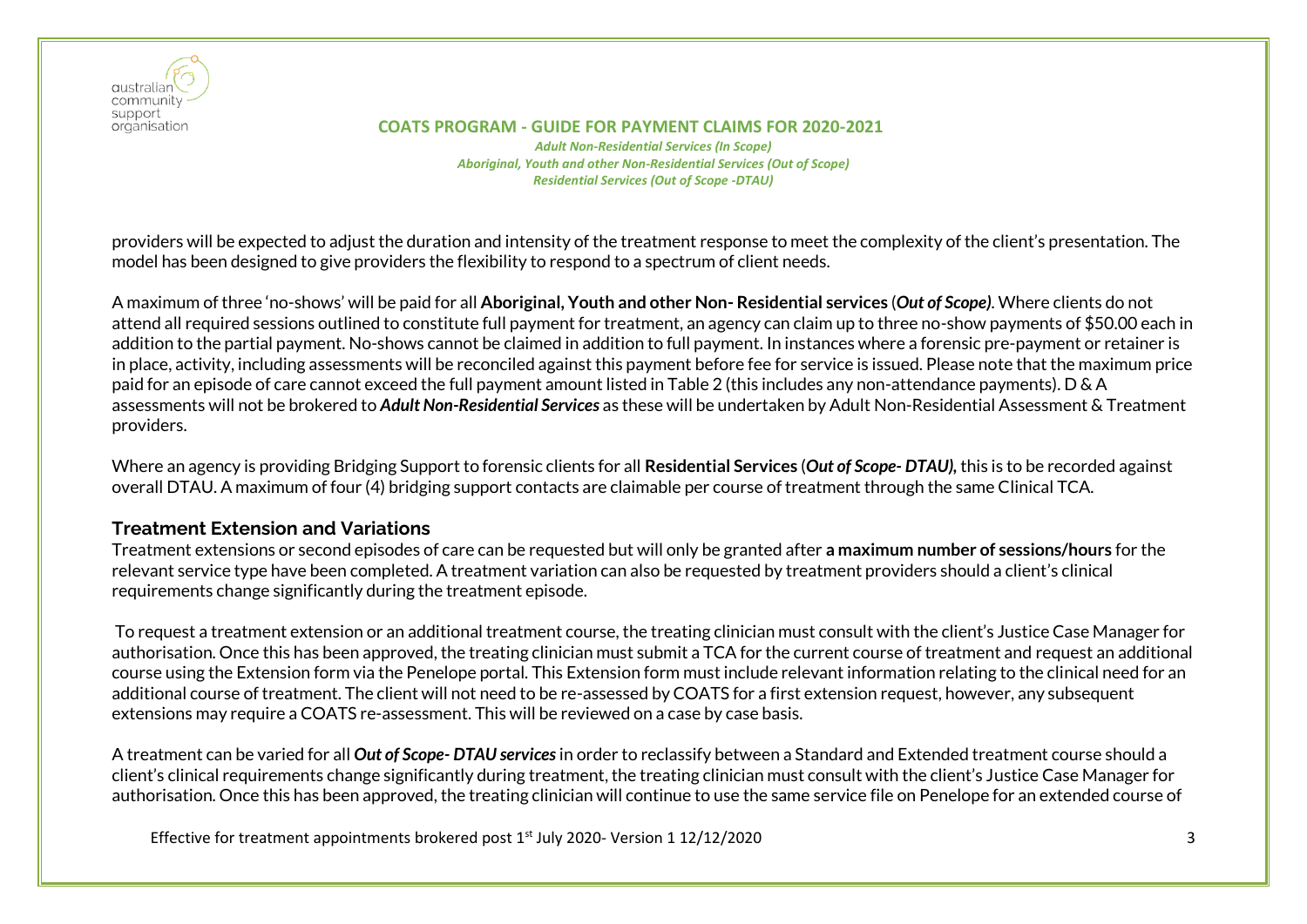providers will be expected to adjust the duration and intensity of the treatment response to meet the complexity of the client's presentation. The model has been designed to give providers the flexibility to respond to a spectrum of client needs.

A maximum of three 'no-shows' will be paid for all **Aboriginal, Youth and other Non- Residential services** (***Out of Scope)***. Where clients do not attend all required sessions outlined to constitute full payment for treatment, an agency can claim up to three no-show payments of $50.00 each in addition to the partial payment. No-shows cannot be claimed in addition to full payment. In instances where a forensic pre-payment or retainer is in place, activity, including assessments will be reconciled against this payment before fee for service is issued. Please note that the maximum price paid for an episode of care cannot exceed the full payment amount listed in Table 2 (this includes any non-attendance payments). D & A assessments will not be brokered to ***Adult Non-Residential Services*** as these will be undertaken by Adult Non-Residential Assessment & Treatment providers.

Where an agency is providing Bridging Support to forensic clients for all **Residential Services** (***Out of Scope- DTAU)***, this is to be recorded against overall DTAU. A maximum of four (4) bridging support contacts are claimable per course of treatment through the same Clinical TCA.

## Treatment Extension and Variations

Treatment extensions or second episodes of care can be requested but will only be granted after **a maximum number of sessions/hours** for the relevant service type have been completed. A treatment variation can also be requested by treatment providers should a client's clinical requirements change significantly during the treatment episode.

To request a treatment extension or an additional treatment course, the treating clinician must consult with the client's Justice Case Manager for authorisation. Once this has been approved, the treating clinician must submit a TCA for the current course of treatment and request an additional course using the Extension form via the Penelope portal. This Extension form must include relevant information relating to the clinical need for an additional course of treatment. The client will not need to be re-assessed by COATS for a first extension request, however, any subsequent extensions may require a COATS re-assessment. This will be reviewed on a case by case basis.

A treatment can be varied for all ***Out of Scope- DTAU services*** in order to reclassify between a Standard and Extended treatment course should a client's clinical requirements change significantly during treatment, the treating clinician must consult with the client's Justice Case Manager for authorisation. Once this has been approved, the treating clinician will continue to use the same service file on Penelope for an extended course of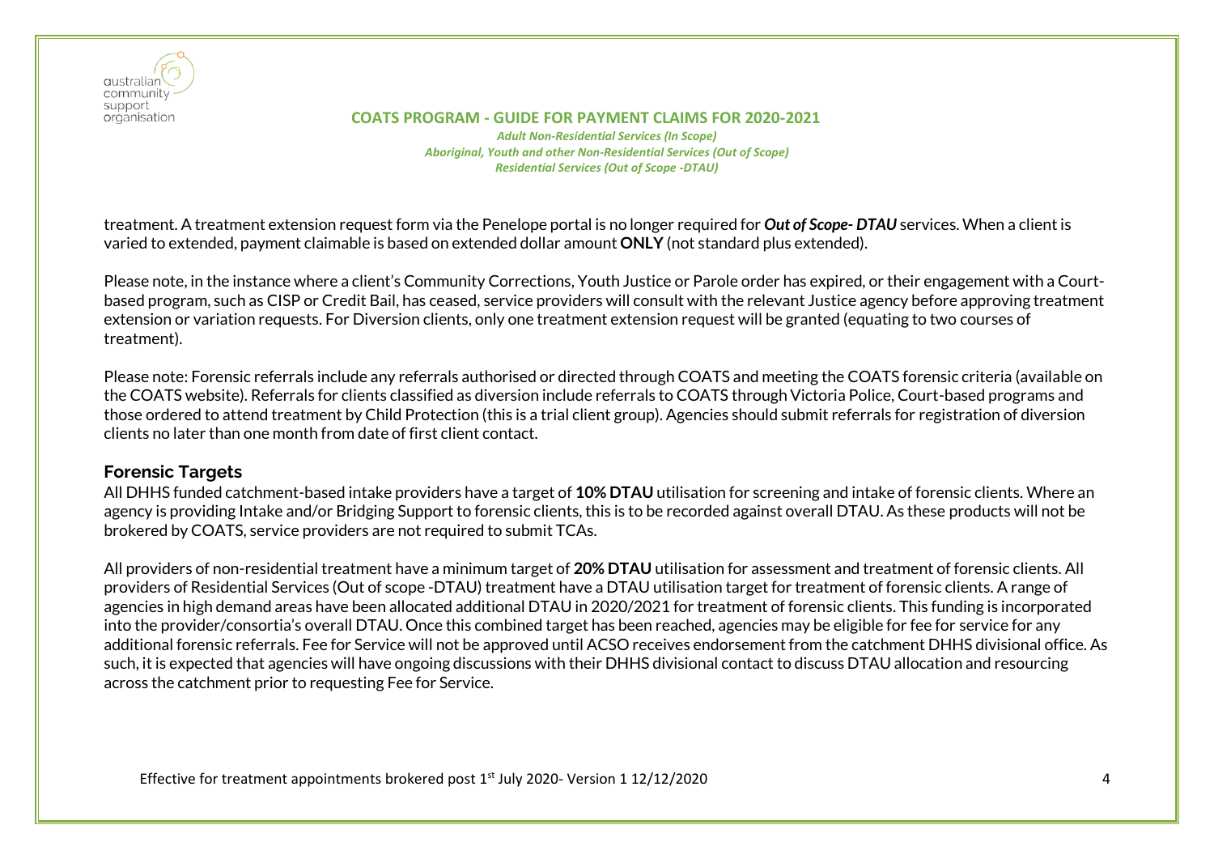treatment. A treatment extension request form via the Penelope portal is no longer required for ***Out of Scope- DTAU*** services. When a client is varied to extended, payment claimable is based on extended dollar amount **ONLY** (not standard plus extended).

Please note, in the instance where a client's Community Corrections, Youth Justice or Parole order has expired, or their engagement with a Court-based program, such as CISP or Credit Bail, has ceased, service providers will consult with the relevant Justice agency before approving treatment extension or variation requests. For Diversion clients, only one treatment extension request will be granted (equating to two courses of treatment).

Please note: Forensic referrals include any referrals authorised or directed through COATS and meeting the COATS forensic criteria (available on the COATS website). Referrals for clients classified as diversion include referrals to COATS through Victoria Police, Court-based programs and those ordered to attend treatment by Child Protection (this is a trial client group). Agencies should submit referrals for registration of diversion clients no later than one month from date of first client contact.

## Forensic Targets

All DHHS funded catchment-based intake providers have a target of **10% DTAU** utilisation for screening and intake of forensic clients. Where an agency is providing Intake and/or Bridging Support to forensic clients, this is to be recorded against overall DTAU. As these products will not be brokered by COATS, service providers are not required to submit TCAs.

All providers of non-residential treatment have a minimum target of **20% DTAU** utilisation for assessment and treatment of forensic clients. All providers of Residential Services (Out of scope -DTAU) treatment have a DTAU utilisation target for treatment of forensic clients. A range of agencies in high demand areas have been allocated additional DTAU in 2020/2021 for treatment of forensic clients. This funding is incorporated into the provider/consortia's overall DTAU. Once this combined target has been reached, agencies may be eligible for fee for service for any additional forensic referrals. Fee for Service will not be approved until ACSO receives endorsement from the catchment DHHS divisional office. As such, it is expected that agencies will have ongoing discussions with their DHHS divisional contact to discuss DTAU allocation and resourcing across the catchment prior to requesting Fee for Service.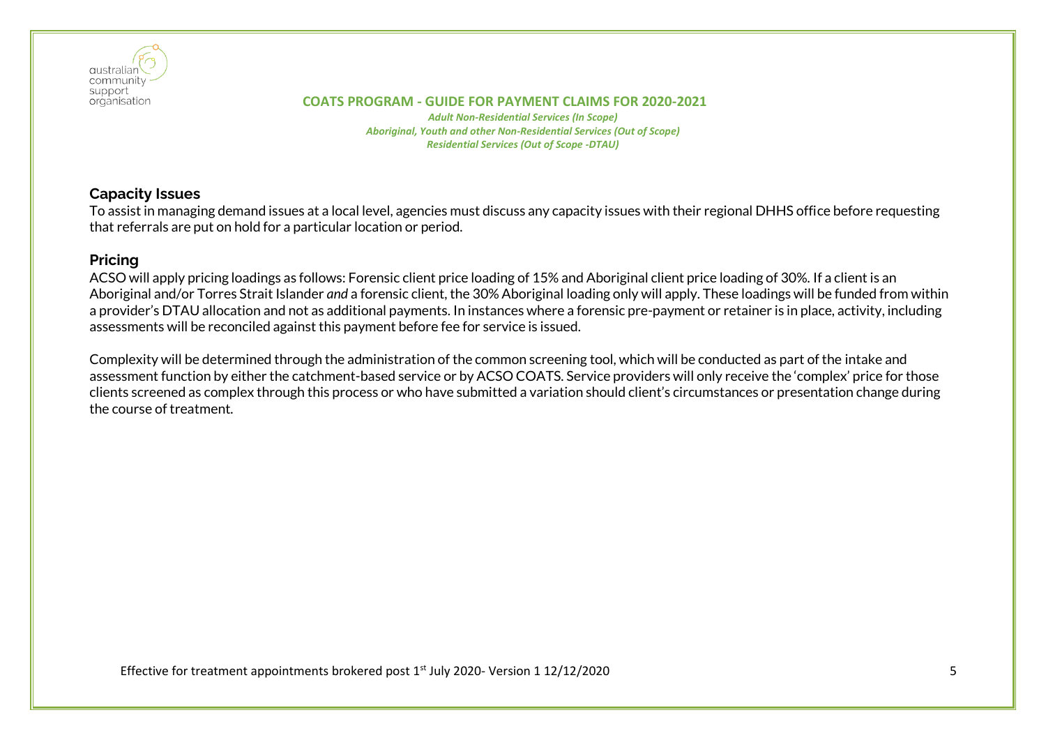## Capacity Issues

To assist in managing demand issues at a local level, agencies must discuss any capacity issues with their regional DHHS office before requesting that referrals are put on hold for a particular location or period.

## Pricing

ACSO will apply pricing loadings as follows: Forensic client price loading of 15% and Aboriginal client price loading of 30%. If a client is an Aboriginal and/or Torres Strait Islander *and* a forensic client, the 30% Aboriginal loading only will apply. These loadings will be funded from within a provider's DTAU allocation and not as additional payments. In instances where a forensic pre-payment or retainer is in place, activity, including assessments will be reconciled against this payment before fee for service is issued.

Complexity will be determined through the administration of the common screening tool, which will be conducted as part of the intake and assessment function by either the catchment-based service or by ACSO COATS. Service providers will only receive the 'complex' price for those clients screened as complex through this process or who have submitted a variation should client's circumstances or presentation change during the course of treatment.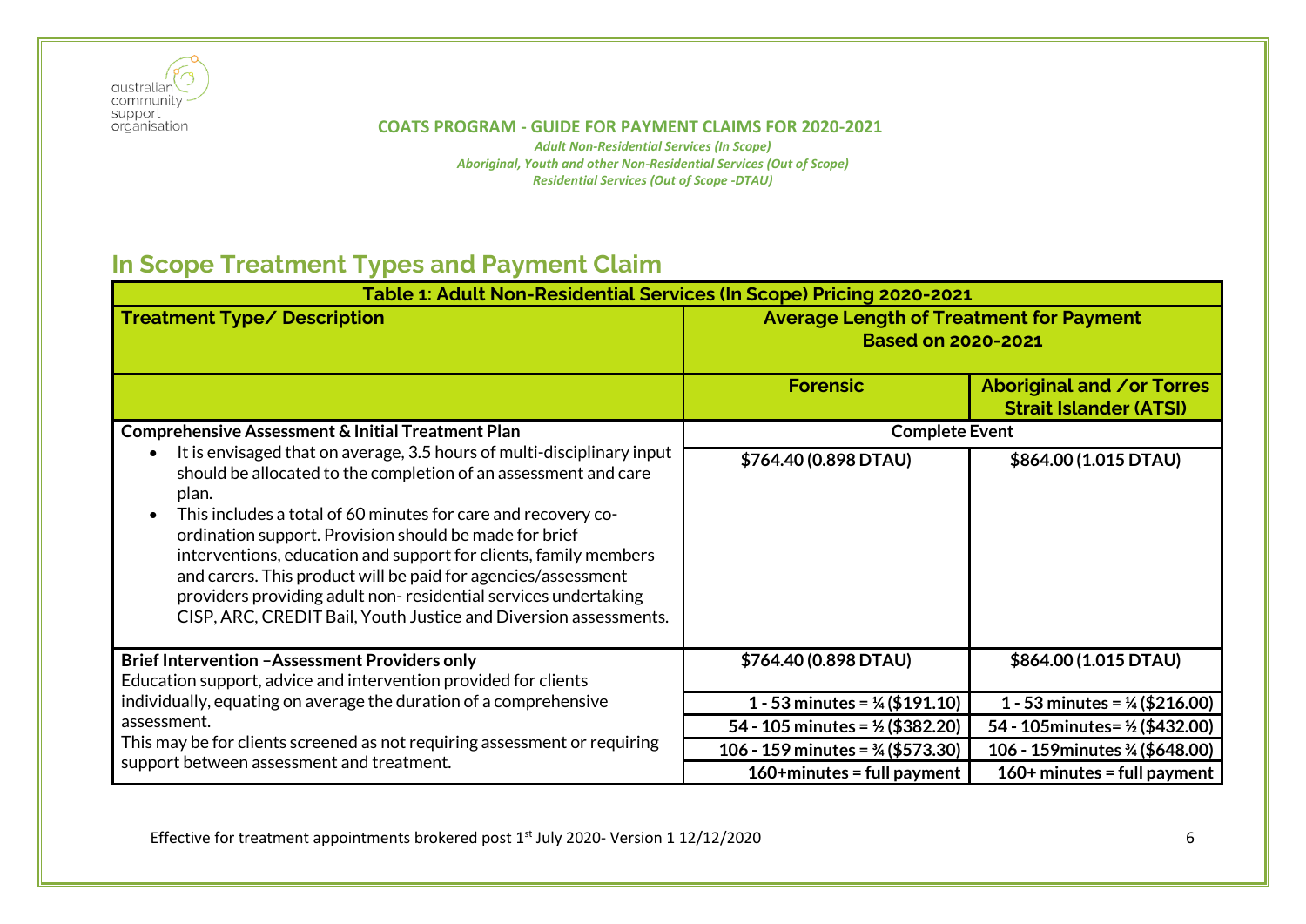**COATS PROGRAM - GUIDE FOR PAYMENT CLAIMS FOR 2020-2021**

*Adult Non-Residential Services (In Scope)*
*Aboriginal, Youth and other Non-Residential Services (Out of Scope)*
*Residential Services (Out of Scope -DTAU)*

## In Scope Treatment Types and Payment Claim

| Table 1: Adult Non-Residential Services (In Scope) Pricing 2020-2021 | | |
|---|---|---|
| **Treatment Type/ Description** | **Average Length of Treatment for Payment Based on 2020-2021** | |
| | **Forensic** | **Aboriginal and /or Torres Strait Islander (ATSI)** |
| **Comprehensive Assessment & Initial Treatment Plan** | **Complete Event** | |
| • It is envisaged that on average, 3.5 hours of multi-disciplinary input should be allocated to the completion of an assessment and care plan.<br>• This includes a total of 60 minutes for care and recovery co-ordination support. Provision should be made for brief interventions, education and support for clients, family members and carers. This product will be paid for agencies/assessment providers providing adult non- residential services undertaking CISP, ARC, CREDIT Bail, Youth Justice and Diversion assessments. | **$764.40 (0.898 DTAU)** | **$864.00 (1.015 DTAU)** |
| **Brief Intervention –Assessment Providers only**<br>Education support, advice and intervention provided for clients individually, equating on average the duration of a comprehensive assessment.<br>This may be for clients screened as not requiring assessment or requiring support between assessment and treatment. | **$764.40 (0.898 DTAU)** | **$864.00 (1.015 DTAU)** |
| | **1 - 53 minutes = ¼ ($191.10)** | **1 - 53 minutes = ¼ ($216.00)** |
| | **54 - 105 minutes = ½ ($382.20)** | **54 - 105minutes= ½ ($432.00)** |
| | **106 - 159 minutes = ¾ ($573.30)** | **106 - 159minutes ¾ ($648.00)** |
| | **160+minutes = full payment** | **160+ minutes = full payment** |

Effective for treatment appointments brokered post 1st July 2020- Version 1 12/12/2020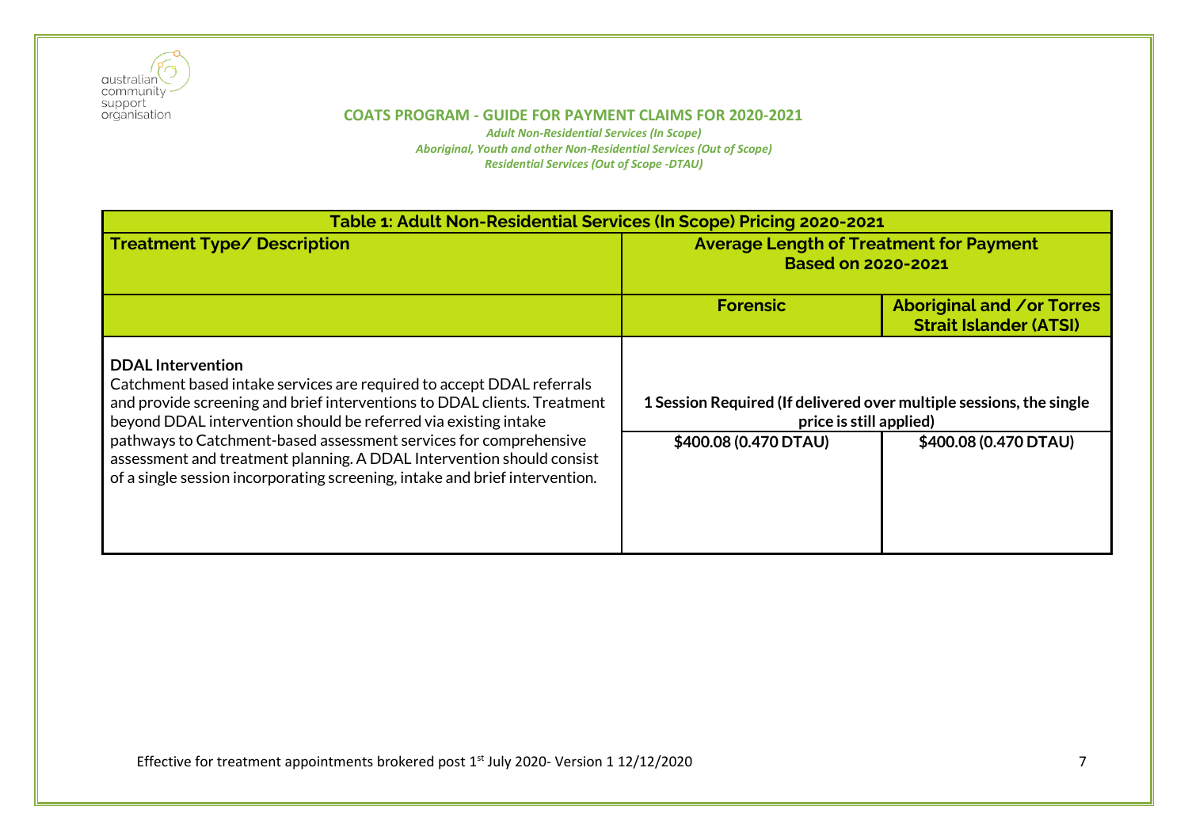**COATS PROGRAM - GUIDE FOR PAYMENT CLAIMS FOR 2020-2021**

*Adult Non-Residential Services (In Scope)*
*Aboriginal, Youth and other Non-Residential Services (Out of Scope)*
*Residential Services (Out of Scope -DTAU)*

| Table 1: Adult Non-Residential Services (In Scope) Pricing 2020-2021 | | |
|---|---|---|
| **Treatment Type/ Description** | **Average Length of Treatment for Payment Based on 2020-2021** | |
| | **Forensic** | **Aboriginal and /or Torres Strait Islander (ATSI)** |
| **DDAL Intervention**<br>Catchment based intake services are required to accept DDAL referrals and provide screening and brief interventions to DDAL clients. Treatment beyond DDAL intervention should be referred via existing intake pathways to Catchment-based assessment services for comprehensive assessment and treatment planning. A DDAL Intervention should consist of a single session incorporating screening, intake and brief intervention. | **1 Session Required (If delivered over multiple sessions, the single price is still applied)**<br>**$400.08 (0.470 DTAU)** | **$400.08 (0.470 DTAU)** |

Effective for treatment appointments brokered post 1st July 2020- Version 1 12/12/2020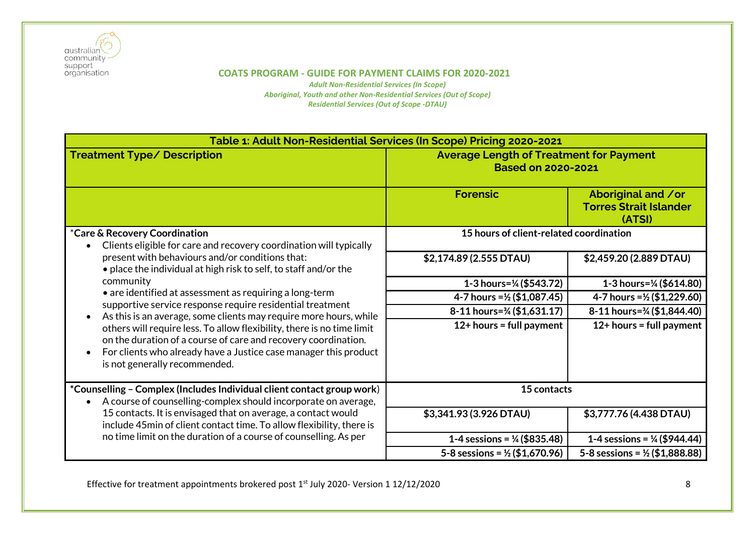**COATS PROGRAM - GUIDE FOR PAYMENT CLAIMS FOR 2020-2021**

*Adult Non-Residential Services (In Scope)*
*Aboriginal, Youth and other Non-Residential Services (Out of Scope)*
*Residential Services (Out of Scope -DTAU)*

| Table 1: Adult Non-Residential Services (In Scope) Pricing 2020-2021 | | |
|---|---|---|
| **Treatment Type/ Description** | **Average Length of Treatment for Payment Based on 2020-2021** | |
| | **Forensic** | **Aboriginal and /or Torres Strait Islander (ATSI)** |
| *Care & Recovery Coordination<br>• Clients eligible for care and recovery coordination will typically present with behaviours and/or conditions that:<br>• place the individual at high risk to self, to staff and/or the community<br>• are identified at assessment as requiring a long-term supportive service response require residential treatment<br>• As this is an average, some clients may require more hours, while others will require less. To allow flexibility, there is no time limit on the duration of a course of care and recovery coordination.<br>• For clients who already have a Justice case manager this product is not generally recommended. | **15 hours of client-related coordination** | |
| | **$2,174.89 (2.555 DTAU)** | **$2,459.20 (2.889 DTAU)** |
| | **1-3 hours=¼ ($543.72)** | **1-3 hours=¼ ($614.80)** |
| | **4-7 hours =½ ($1,087.45)** | **4-7 hours =½ ($1,229.60)** |
| | **8-11 hours=¾ ($1,631.17)** | **8-11 hours=¾ ($1,844.40)** |
| | **12+ hours = full payment** | **12+ hours = full payment** |
| *Counselling – Complex (Includes Individual client contact group work)<br>• A course of counselling-complex should incorporate on average, 15 contacts. It is envisaged that on average, a contact would include 45min of client contact time. To allow flexibility, there is no time limit on the duration of a course of counselling. As per | **15 contacts** | |
| | **$3,341.93 (3.926 DTAU)** | **$3,777.76 (4.438 DTAU)** |
| | **1-4 sessions = ¼ ($835.48)** | **1-4 sessions = ¼ ($944.44)** |
| | **5-8 sessions = ½ ($1,670.96)** | **5-8 sessions = ½ ($1,888.88)** |

Effective for treatment appointments brokered post 1st July 2020- Version 1 12/12/2020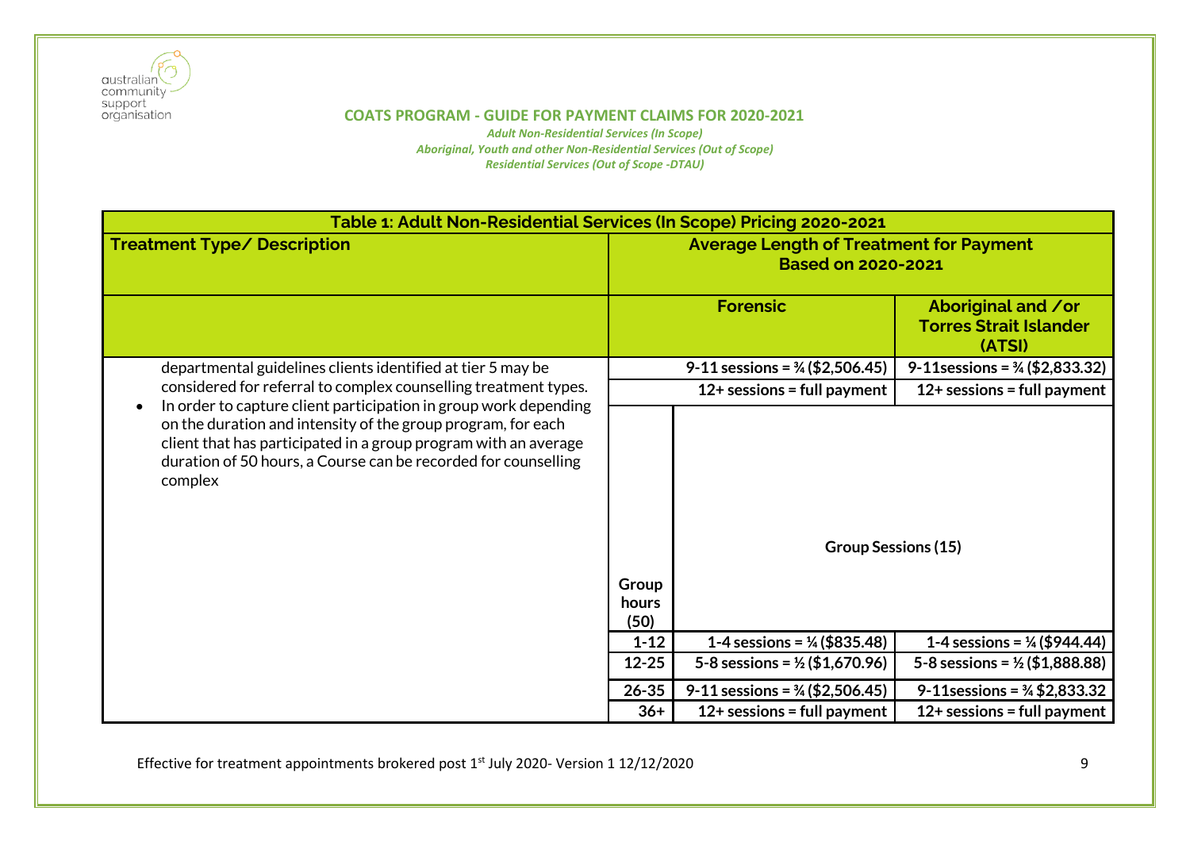**COATS PROGRAM - GUIDE FOR PAYMENT CLAIMS FOR 2020-2021**

*Adult Non-Residential Services (In Scope)*
*Aboriginal, Youth and other Non-Residential Services (Out of Scope)*
*Residential Services (Out of Scope -DTAU)*

| Table 1: Adult Non-Residential Services (In Scope) Pricing 2020-2021 | | | |
|---|---|---|---|
| **Treatment Type/ Description** | **Average Length of Treatment for Payment Based on 2020-2021** | | |
| | | **Forensic** | **Aboriginal and /or Torres Strait Islander (ATSI)** |
| departmental guidelines clients identified at tier 5 may be considered for referral to complex counselling treatment types.<br>• In order to capture client participation in group work depending on the duration and intensity of the group program, for each client that has participated in a group program with an average duration of 50 hours, a Course can be recorded for counselling complex | | **9-11 sessions = ¾ ($2,506.45)** | **9-11sessions = ¾ ($2,833.32)** |
| | | **12+ sessions = full payment** | **12+ sessions = full payment** |
| | **Group hours (50)** | **Group Sessions (15)** | |
| | **1-12** | **1-4 sessions = ¼ ($835.48)** | **1-4 sessions = ¼ ($944.44)** |
| | **12-25** | **5-8 sessions = ½ ($1,670.96)** | **5-8 sessions = ½ ($1,888.88)** |
| | **26-35** | **9-11 sessions = ¾ ($2,506.45)** | **9-11sessions = ¾ $2,833.32** |
| | **36+** | **12+ sessions = full payment** | **12+ sessions = full payment** |

Effective for treatment appointments brokered post 1st July 2020- Version 1 12/12/2020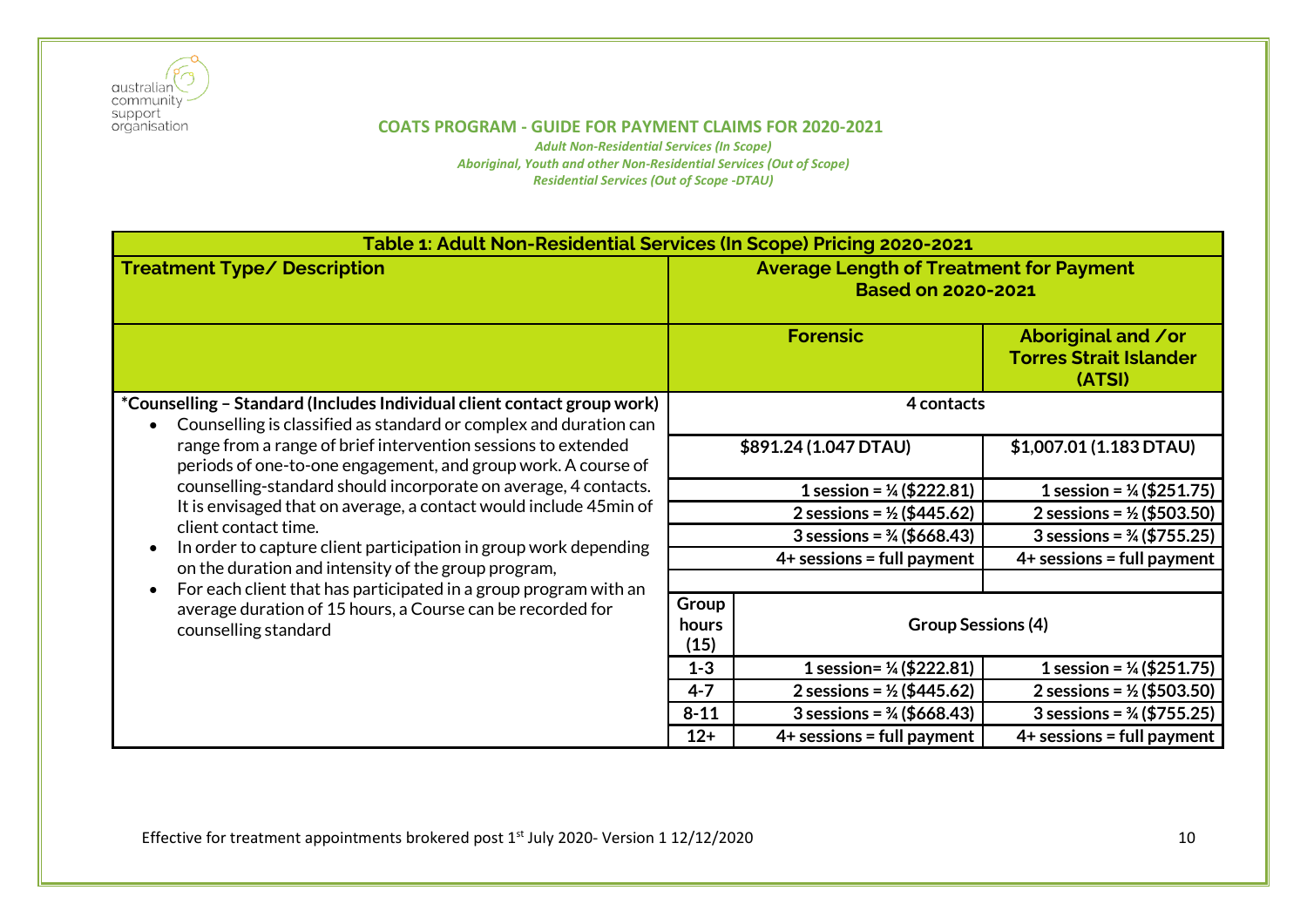**COATS PROGRAM - GUIDE FOR PAYMENT CLAIMS FOR 2020-2021**

*Adult Non-Residential Services (In Scope)*
*Aboriginal, Youth and other Non-Residential Services (Out of Scope)*
*Residential Services (Out of Scope -DTAU)*

| Table 1: Adult Non-Residential Services (In Scope) Pricing 2020-2021 | | | |
|---|---|---|---|
| **Treatment Type/ Description** | **Average Length of Treatment for Payment Based on 2020-2021** | | |
| | **Forensic** | | **Aboriginal and /or Torres Strait Islander (ATSI)** |
| ***Counselling – Standard (Includes Individual client contact group work)**<br>• Counselling is classified as standard or complex and duration can range from a range of brief intervention sessions to extended periods of one-to-one engagement, and group work. A course of counselling-standard should incorporate on average, 4 contacts. It is envisaged that on average, a contact would include 45min of client contact time.<br>• In order to capture client participation in group work depending on the duration and intensity of the group program,<br>• For each client that has participated in a group program with an average duration of 15 hours, a Course can be recorded for counselling standard | **4 contacts** | | |
| | **$891.24 (1.047 DTAU)** | | **$1,007.01 (1.183 DTAU)** |
| | **1 session = ¼ ($222.81)** | | **1 session = ¼ ($251.75)** |
| | **2 sessions = ½ ($445.62)** | | **2 sessions = ½ ($503.50)** |
| | **3 sessions = ¾ ($668.43)** | | **3 sessions = ¾ ($755.25)** |
| | **4+ sessions = full payment** | | **4+ sessions = full payment** |
| | **Group hours (15)** | **Group Sessions (4)** | |
| | **1-3** | **1 session= ¼ ($222.81)** | **1 session = ¼ ($251.75)** |
| | **4-7** | **2 sessions = ½ ($445.62)** | **2 sessions = ½ ($503.50)** |
| | **8-11** | **3 sessions = ¾ ($668.43)** | **3 sessions = ¾ ($755.25)** |
| | **12+** | **4+ sessions = full payment** | **4+ sessions = full payment** |

Effective for treatment appointments brokered post 1st July 2020- Version 1 12/12/2020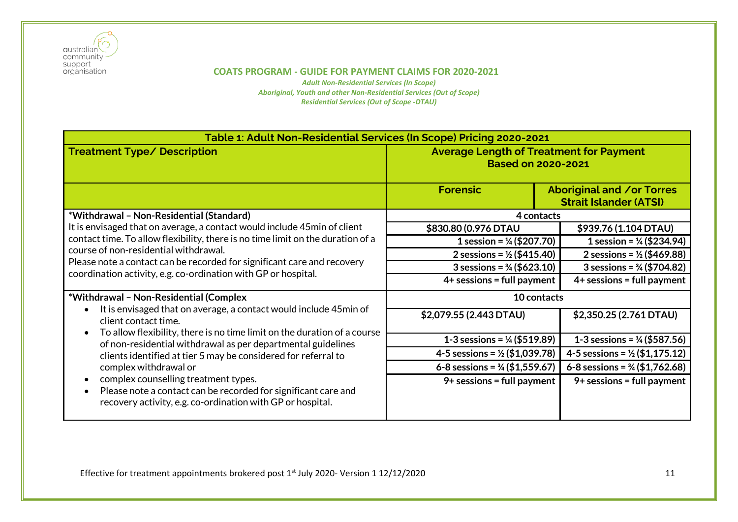australian community support organisation

**COATS PROGRAM - GUIDE FOR PAYMENT CLAIMS FOR 2020-2021**

*Adult Non-Residential Services (In Scope)*
*Aboriginal, Youth and other Non-Residential Services (Out of Scope)*
*Residential Services (Out of Scope -DTAU)*

| Table 1: Adult Non-Residential Services (In Scope) Pricing 2020-2021 | | |
|---|---|---|
| **Treatment Type/ Description** | **Average Length of Treatment for Payment Based on 2020-2021** | |
| | **Forensic** | **Aboriginal and /or Torres Strait Islander (ATSI)** |
| **\*Withdrawal – Non-Residential (Standard)**<br>It is envisaged that on average, a contact would include 45min of client contact time. To allow flexibility, there is no time limit on the duration of a course of non-residential withdrawal.<br>Please note a contact can be recorded for significant care and recovery coordination activity, e.g. co-ordination with GP or hospital. | **4 contacts** | |
| | **$830.80 (0.976 DTAU** | **$939.76 (1.104 DTAU)** |
| | **1 session = ¼ ($207.70)** | **1 session = ¼ ($234.94)** |
| | **2 sessions = ½ ($415.40)** | **2 sessions = ½ ($469.88)** |
| | **3 sessions = ¾ ($623.10)** | **3 sessions = ¾ ($704.82)** |
| | **4+ sessions = full payment** | **4+ sessions = full payment** |
| **\*Withdrawal – Non-Residential (Complex**<br>• It is envisaged that on average, a contact would include 45min of client contact time.<br>• To allow flexibility, there is no time limit on the duration of a course of non-residential withdrawal as per departmental guidelines clients identified at tier 5 may be considered for referral to complex withdrawal or<br>• complex counselling treatment types.<br>• Please note a contact can be recorded for significant care and recovery activity, e.g. co-ordination with GP or hospital. | **10 contacts** | |
| | **$2,079.55 (2.443 DTAU)** | **$2,350.25 (2.761 DTAU)** |
| | **1-3 sessions = ¼ ($519.89)** | **1-3 sessions = ¼ ($587.56)** |
| | **4-5 sessions = ½ ($1,039.78)** | **4-5 sessions = ½ ($1,175.12)** |
| | **6-8 sessions = ¾ ($1,559.67)** | **6-8 sessions = ¾ ($1,762.68)** |
| | **9+ sessions = full payment** | **9+ sessions = full payment** |

Effective for treatment appointments brokered post 1st July 2020- Version 1 12/12/2020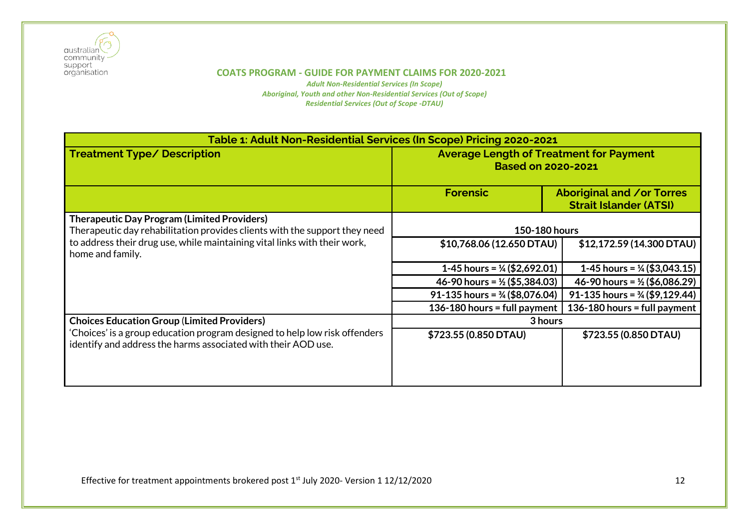**COATS PROGRAM - GUIDE FOR PAYMENT CLAIMS FOR 2020-2021**

*Adult Non-Residential Services (In Scope)*
*Aboriginal, Youth and other Non-Residential Services (Out of Scope)*
*Residential Services (Out of Scope -DTAU)*

| Table 1: Adult Non-Residential Services (In Scope) Pricing 2020-2021 | | |
|---|---|---|
| **Treatment Type/ Description** | **Average Length of Treatment for Payment Based on 2020-2021** | |
| | **Forensic** | **Aboriginal and /or Torres Strait Islander (ATSI)** |
| **Therapeutic Day Program (Limited Providers)**<br>Therapeutic day rehabilitation provides clients with the support they need to address their drug use, while maintaining vital links with their work, home and family. | **150-180 hours** | |
| | **$10,768.06 (12.650 DTAU)** | **$12,172.59 (14.300 DTAU)** |
| | **1-45 hours = ¼ ($2,692.01)** | **1-45 hours = ¼ ($3,043.15)** |
| | **46-90 hours = ½ ($5,384.03)** | **46-90 hours = ½ ($6,086.29)** |
| | **91-135 hours = ¾ ($8,076.04)** | **91-135 hours = ¾ ($9,129.44)** |
| | **136-180 hours = full payment** | **136-180 hours = full payment** |
| **Choices Education Group (Limited Providers)**<br>'Choices' is a group education program designed to help low risk offenders identify and address the harms associated with their AOD use. | **3 hours** | |
| | **$723.55 (0.850 DTAU)** | **$723.55 (0.850 DTAU)** |

Effective for treatment appointments brokered post 1st July 2020- Version 1 12/12/2020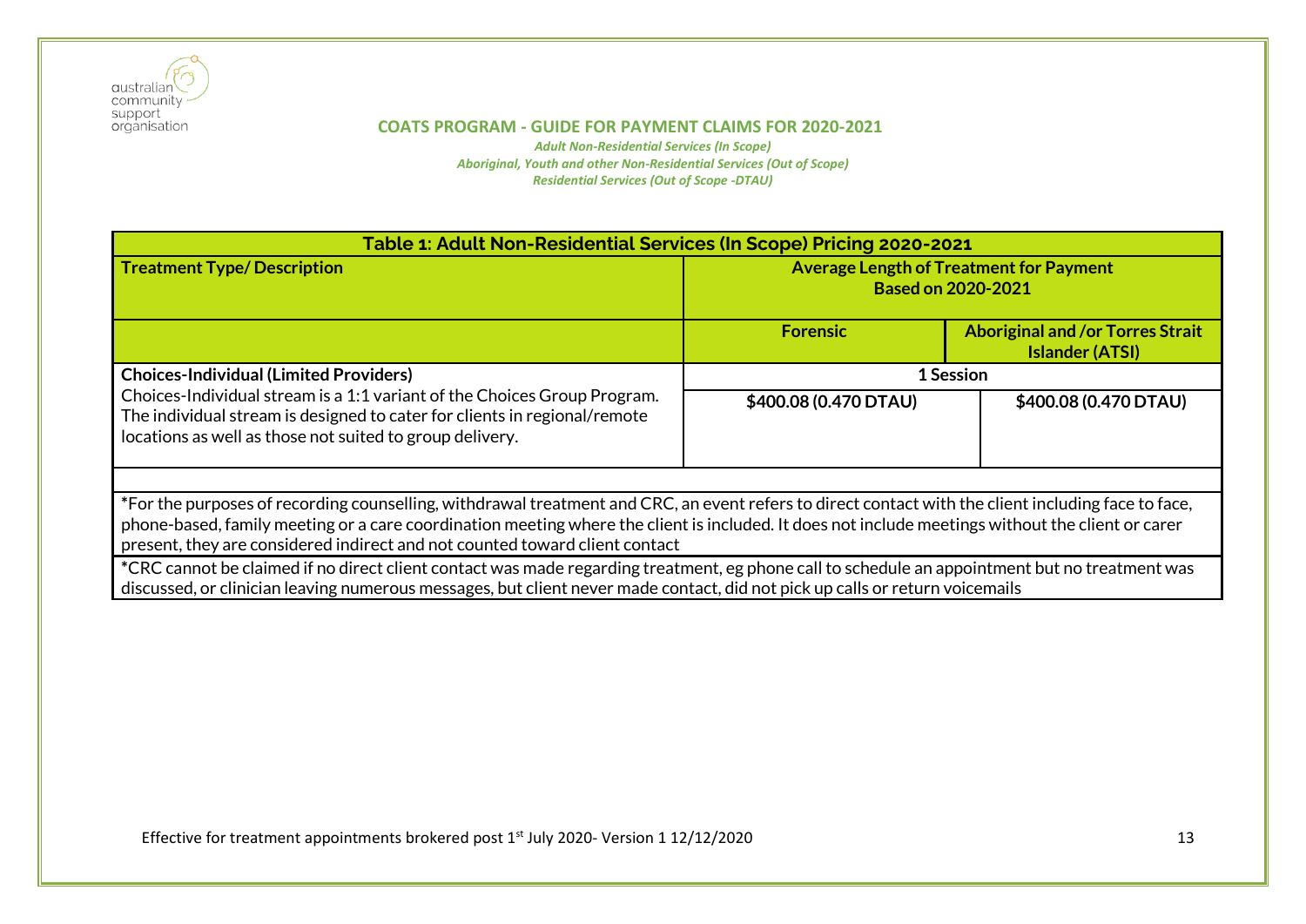**COATS PROGRAM - GUIDE FOR PAYMENT CLAIMS FOR 2020-2021**

*Adult Non-Residential Services (In Scope)*
*Aboriginal, Youth and other Non-Residential Services (Out of Scope)*
*Residential Services (Out of Scope -DTAU)*

| Table 1: Adult Non-Residential Services (In Scope) Pricing 2020-2021 | | |
|---|---|---|
| **Treatment Type/ Description** | **Average Length of Treatment for Payment Based on 2020-2021** | |
| | **Forensic** | **Aboriginal and /or Torres Strait Islander (ATSI)** |
| **Choices-Individual (Limited Providers)** Choices-Individual stream is a 1:1 variant of the Choices Group Program. The individual stream is designed to cater for clients in regional/remote locations as well as those not suited to group delivery. | **1 Session** | |
| | **$400.08 (0.470 DTAU)** | **$400.08 (0.470 DTAU)** |
| *For the purposes of recording counselling, withdrawal treatment and CRC, an event refers to direct contact with the client including face to face, phone-based, family meeting or a care coordination meeting where the client is included. It does not include meetings without the client or carer present, they are considered indirect and not counted toward client contact | | |
| *CRC cannot be claimed if no direct client contact was made regarding treatment, eg phone call to schedule an appointment but no treatment was discussed, or clinician leaving numerous messages, but client never made contact, did not pick up calls or return voicemails | | |

Effective for treatment appointments brokered post 1st July 2020- Version 1 12/12/2020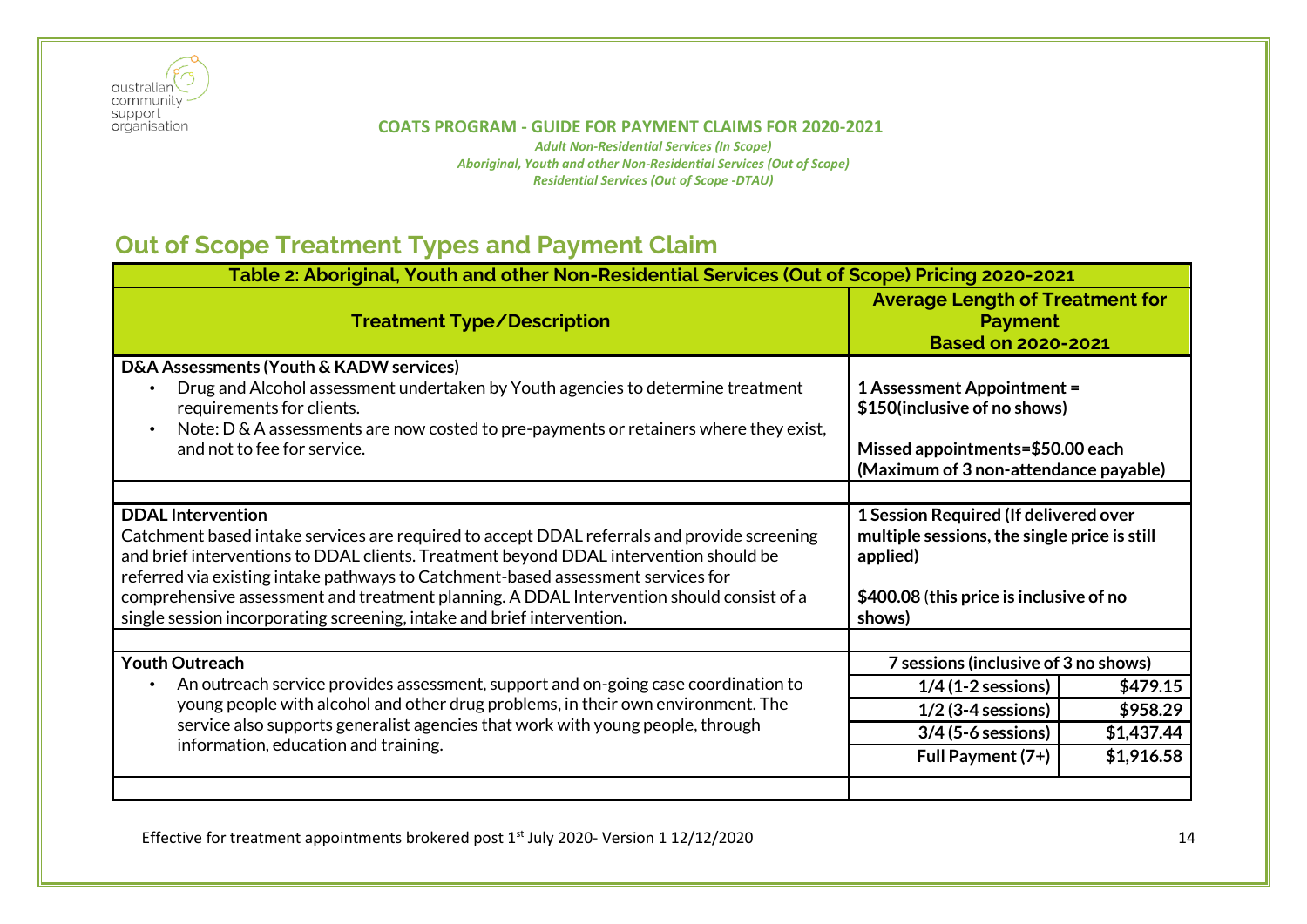**COATS PROGRAM - GUIDE FOR PAYMENT CLAIMS FOR 2020-2021**

*Adult Non-Residential Services (In Scope)*
*Aboriginal, Youth and other Non-Residential Services (Out of Scope)*
*Residential Services (Out of Scope -DTAU)*

## Out of Scope Treatment Types and Payment Claim

| Table 2: Aboriginal, Youth and other Non-Residential Services (Out of Scope) Pricing 2020-2021 | | |
|---|---|---|
| **Treatment Type/Description** | **Average Length of Treatment for Payment Based on 2020-2021** | |
| **D&A Assessments (Youth & KADW services)**<br>• Drug and Alcohol assessment undertaken by Youth agencies to determine treatment requirements for clients.<br>• Note: D & A assessments are now costed to pre-payments or retainers where they exist, and not to fee for service. | **1 Assessment Appointment = $150(inclusive of no shows)**<br><br>**Missed appointments=$50.00 each (Maximum of 3 non-attendance payable)** | |
| | | |
| **DDAL Intervention**<br>Catchment based intake services are required to accept DDAL referrals and provide screening and brief interventions to DDAL clients. Treatment beyond DDAL intervention should be referred via existing intake pathways to Catchment-based assessment services for comprehensive assessment and treatment planning. A DDAL Intervention should consist of a single session incorporating screening, intake and brief intervention. | **1 Session Required (If delivered over multiple sessions, the single price is still applied)**<br><br>**$400.08** (**this price is inclusive of no shows)** | |
| | | |
| **Youth Outreach**<br>• An outreach service provides assessment, support and on-going case coordination to young people with alcohol and other drug problems, in their own environment. The service also supports generalist agencies that work with young people, through information, education and training. | **7 sessions (inclusive of 3 no shows)** | |
| | **1/4 (1-2 sessions)** | **$479.15** |
| | **1/2 (3-4 sessions)** | **$958.29** |
| | **3/4 (5-6 sessions)** | **$1,437.44** |
| | **Full Payment (7+)** | **$1,916.58** |
| | | |

Effective for treatment appointments brokered post 1st July 2020- Version 1 12/12/2020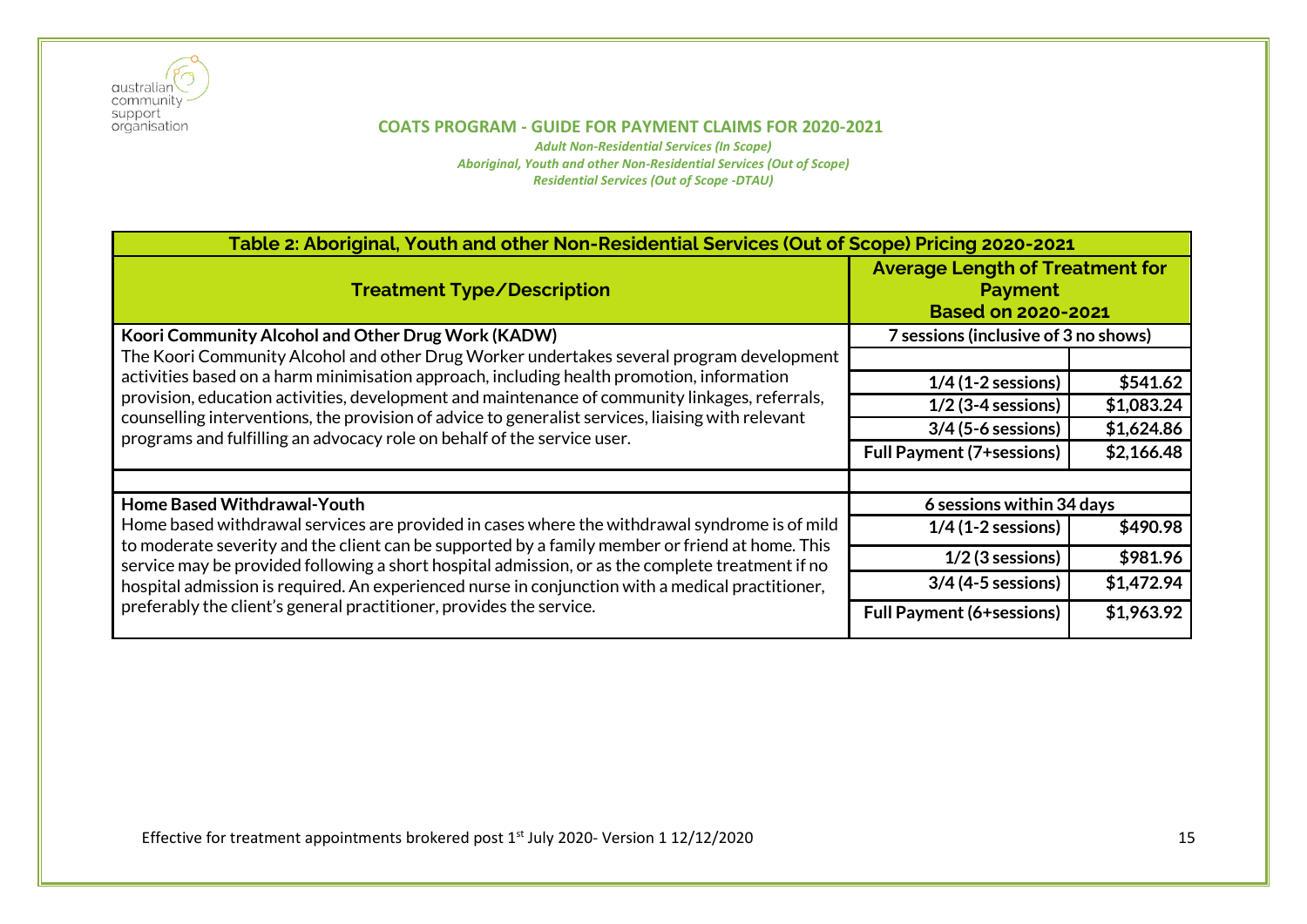**COATS PROGRAM - GUIDE FOR PAYMENT CLAIMS FOR 2020-2021**

*Adult Non-Residential Services (In Scope)*
*Aboriginal, Youth and other Non-Residential Services (Out of Scope)*
*Residential Services (Out of Scope -DTAU)*

| Table 2: Aboriginal, Youth and other Non-Residential Services (Out of Scope) Pricing 2020-2021 | | |
|---|---|---|
| **Treatment Type/Description** | **Average Length of Treatment for Payment Based on 2020-2021** | |
| **Koori Community Alcohol and Other Drug Work (KADW)** | **7 sessions (inclusive of 3 no shows)** | |
| The Koori Community Alcohol and other Drug Worker undertakes several program development activities based on a harm minimisation approach, including health promotion, information provision, education activities, development and maintenance of community linkages, referrals, counselling interventions, the provision of advice to generalist services, liaising with relevant programs and fulfilling an advocacy role on behalf of the service user. | | |
| | **1/4 (1-2 sessions)** | **$541.62** |
| | **1/2 (3-4 sessions)** | **$1,083.24** |
| | **3/4 (5-6 sessions)** | **$1,624.86** |
| | **Full Payment (7+sessions)** | **$2,166.48** |
| | | |
| **Home Based Withdrawal-Youth** | **6 sessions within 34 days** | |
| Home based withdrawal services are provided in cases where the withdrawal syndrome is of mild to moderate severity and the client can be supported by a family member or friend at home. This service may be provided following a short hospital admission, or as the complete treatment if no hospital admission is required. An experienced nurse in conjunction with a medical practitioner, preferably the client's general practitioner, provides the service. | **1/4 (1-2 sessions)** | **$490.98** |
| | **1/2 (3 sessions)** | **$981.96** |
| | **3/4 (4-5 sessions)** | **$1,472.94** |
| | **Full Payment (6+sessions)** | **$1,963.92** |

Effective for treatment appointments brokered post 1st July 2020- Version 1 12/12/2020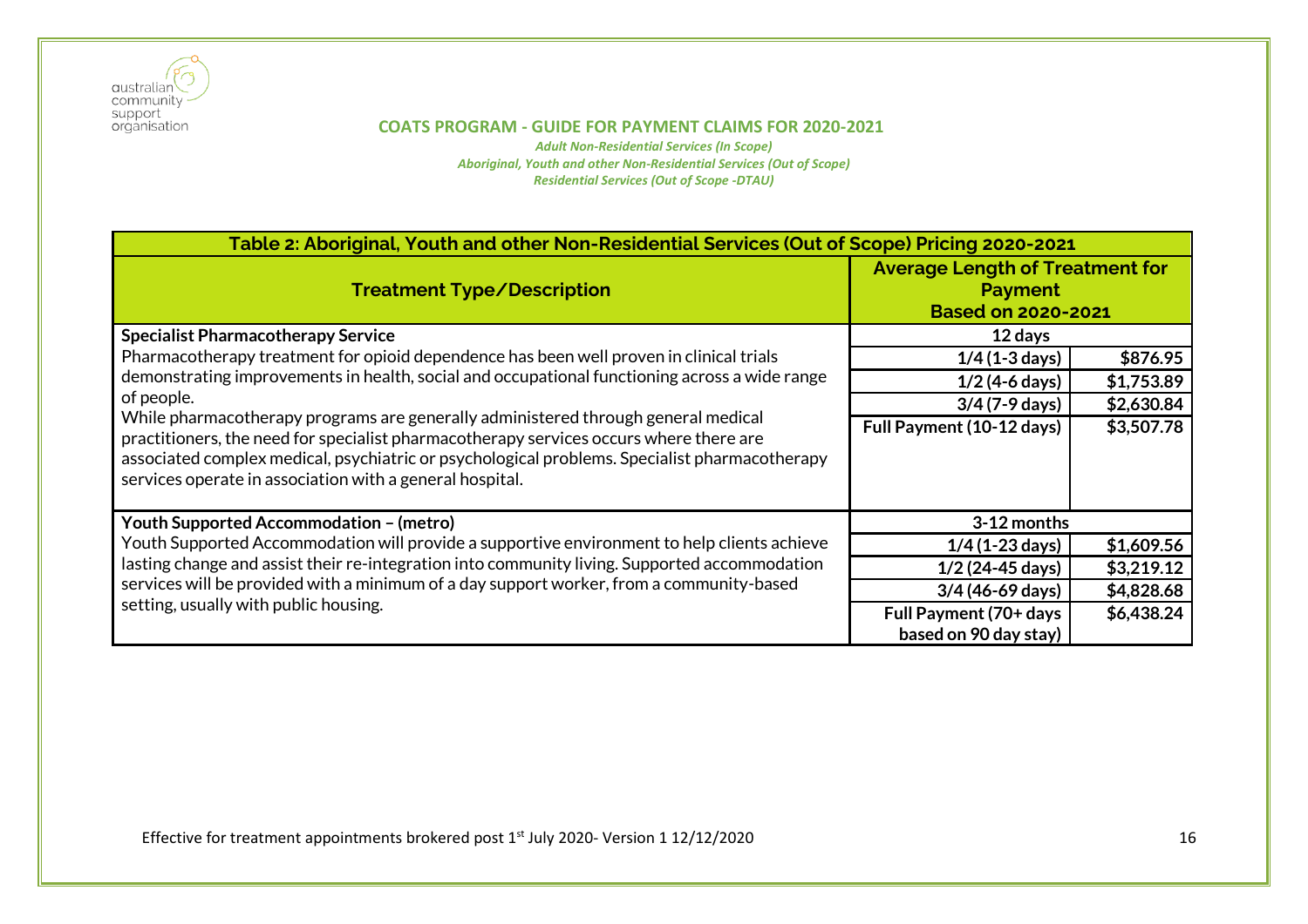## COATS PROGRAM - GUIDE FOR PAYMENT CLAIMS FOR 2020-2021

*Adult Non-Residential Services (In Scope)*
*Aboriginal, Youth and other Non-Residential Services (Out of Scope)*
*Residential Services (Out of Scope -DTAU)*

| Table 2: Aboriginal, Youth and other Non-Residential Services (Out of Scope) Pricing 2020-2021 | | |
|---|---|---|
| **Treatment Type/Description** | **Average Length of Treatment for Payment Based on 2020-2021** | |
| **Specialist Pharmacotherapy Service**<br>Pharmacotherapy treatment for opioid dependence has been well proven in clinical trials demonstrating improvements in health, social and occupational functioning across a wide range of people.<br>While pharmacotherapy programs are generally administered through general medical practitioners, the need for specialist pharmacotherapy services occurs where there are associated complex medical, psychiatric or psychological problems. Specialist pharmacotherapy services operate in association with a general hospital. | **12 days** | |
| | **1/4 (1-3 days)** | **$876.95** |
| | **1/2 (4-6 days)** | **$1,753.89** |
| | **3/4 (7-9 days)** | **$2,630.84** |
| | **Full Payment (10-12 days)** | **$3,507.78** |
| **Youth Supported Accommodation – (metro)**<br>Youth Supported Accommodation will provide a supportive environment to help clients achieve lasting change and assist their re-integration into community living. Supported accommodation services will be provided with a minimum of a day support worker, from a community-based setting, usually with public housing. | **3-12 months** | |
| | **1/4 (1-23 days)** | **$1,609.56** |
| | **1/2 (24-45 days)** | **$3,219.12** |
| | **3/4 (46-69 days)** | **$4,828.68** |
| | **Full Payment (70+ days based on 90 day stay)** | **$6,438.24** |

Effective for treatment appointments brokered post 1st July 2020- Version 1 12/12/2020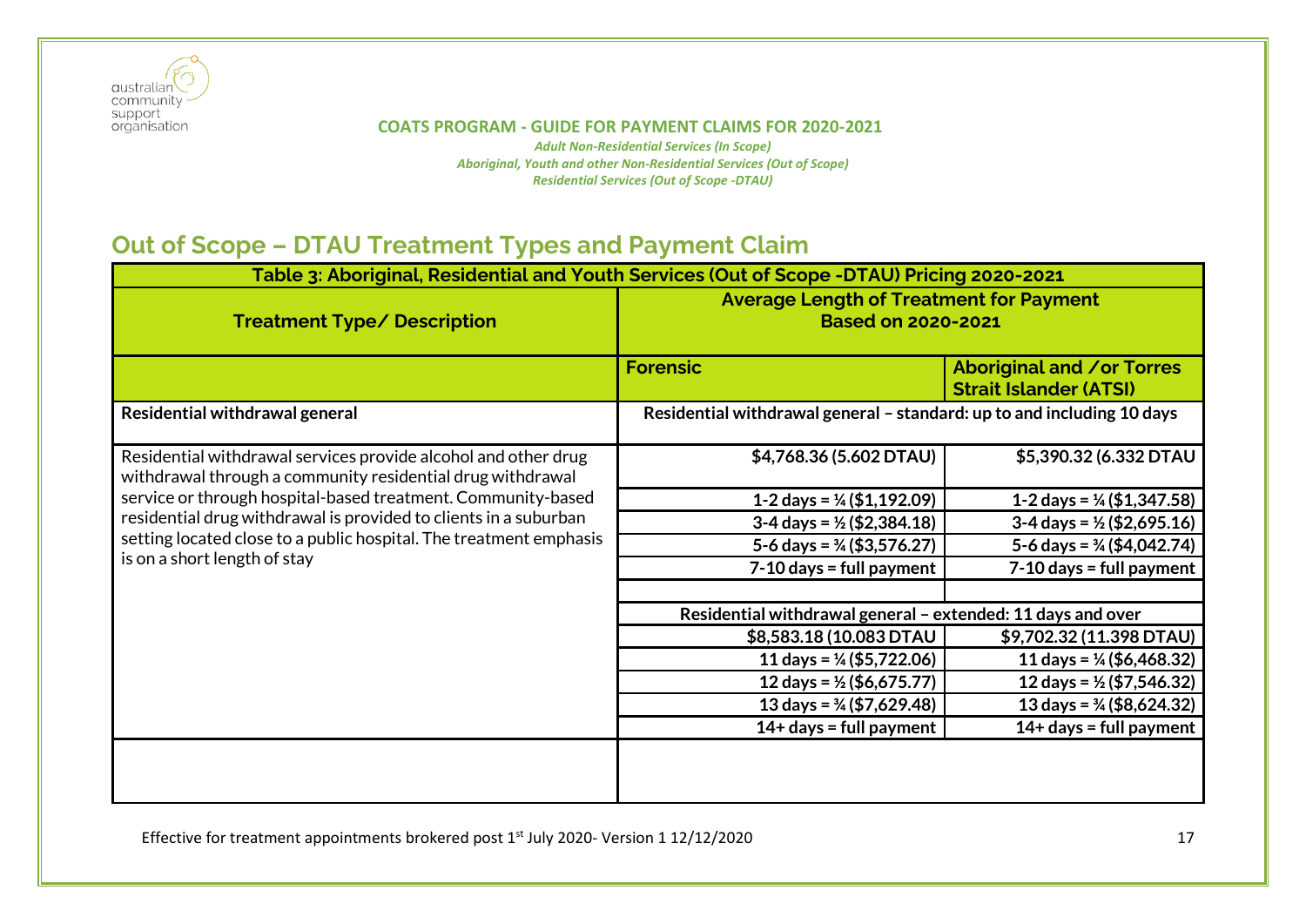**COATS PROGRAM - GUIDE FOR PAYMENT CLAIMS FOR 2020-2021**

*Adult Non-Residential Services (In Scope)*
*Aboriginal, Youth and other Non-Residential Services (Out of Scope)*
*Residential Services (Out of Scope -DTAU)*

## Out of Scope – DTAU Treatment Types and Payment Claim

| Table 3: Aboriginal, Residential and Youth Services (Out of Scope -DTAU) Pricing 2020-2021 | | |
|---|---|---|
| **Treatment Type/ Description** | **Average Length of Treatment for Payment Based on 2020-2021** | |
| | **Forensic** | **Aboriginal and /or Torres Strait Islander (ATSI)** |
| **Residential withdrawal general** | **Residential withdrawal general – standard: up to and including 10 days** | |
| Residential withdrawal services provide alcohol and other drug withdrawal through a community residential drug withdrawal service or through hospital-based treatment. Community-based residential drug withdrawal is provided to clients in a suburban setting located close to a public hospital. The treatment emphasis is on a short length of stay | **$4,768.36 (5.602 DTAU)** | **$5,390.32 (6.332 DTAU** |
| | **1-2 days = ¼ ($1,192.09)** | **1-2 days = ¼ ($1,347.58)** |
| | **3-4 days = ½ ($2,384.18)** | **3-4 days = ½ ($2,695.16)** |
| | **5-6 days = ¾ ($3,576.27)** | **5-6 days = ¾ ($4,042.74)** |
| | **7-10 days = full payment** | **7-10 days = full payment** |
| | | |
| | **Residential withdrawal general – extended: 11 days and over** | |
| | **$8,583.18 (10.083 DTAU** | **$9,702.32 (11.398 DTAU)** |
| | **11 days = ¼ ($5,722.06)** | **11 days = ¼ ($6,468.32)** |
| | **12 days = ½ ($6,675.77)** | **12 days = ½ ($7,546.32)** |
| | **13 days = ¾ ($7,629.48)** | **13 days = ¾ ($8,624.32)** |
| | **14+ days = full payment** | **14+ days = full payment** |
| | | |

Effective for treatment appointments brokered post 1st July 2020- Version 1 12/12/2020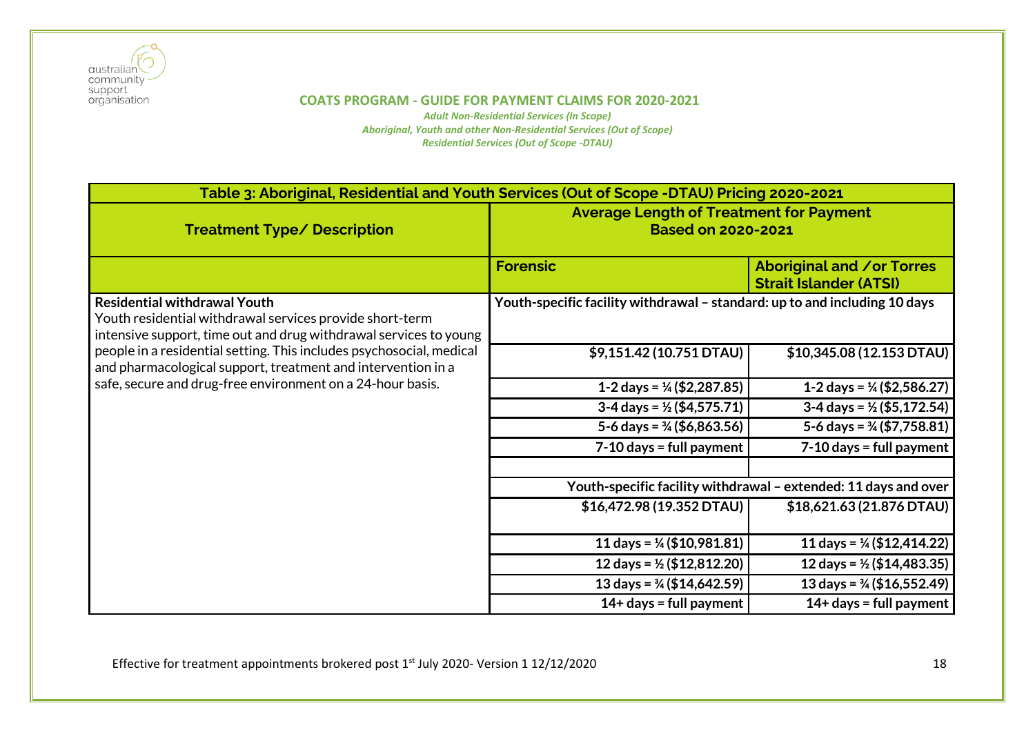**COATS PROGRAM - GUIDE FOR PAYMENT CLAIMS FOR 2020-2021**

*Adult Non-Residential Services (In Scope)*
*Aboriginal, Youth and other Non-Residential Services (Out of Scope)*
*Residential Services (Out of Scope -DTAU)*

| Table 3: Aboriginal, Residential and Youth Services (Out of Scope -DTAU) Pricing 2020-2021 | | |
|---|---|---|
| **Treatment Type/ Description** | **Average Length of Treatment for Payment Based on 2020-2021** | |
| | **Forensic** | **Aboriginal and /or Torres Strait Islander (ATSI)** |
| **Residential withdrawal Youth**<br>Youth residential withdrawal services provide short-term intensive support, time out and drug withdrawal services to young people in a residential setting. This includes psychosocial, medical and pharmacological support, treatment and intervention in a safe, secure and drug-free environment on a 24-hour basis. | **Youth-specific facility withdrawal – standard: up to and including 10 days** | |
| | **$9,151.42 (10.751 DTAU)** | **$10,345.08 (12.153 DTAU)** |
| | **1-2 days = ¼ ($2,287.85)** | **1-2 days = ¼ ($2,586.27)** |
| | **3-4 days = ½ ($4,575.71)** | **3-4 days = ½ ($5,172.54)** |
| | **5-6 days = ¾ ($6,863.56)** | **5-6 days = ¾ ($7,758.81)** |
| | **7-10 days = full payment** | **7-10 days = full payment** |
| | | |
| | **Youth-specific facility withdrawal – extended: 11 days and over** | |
| | **$16,472.98 (19.352 DTAU)** | **$18,621.63 (21.876 DTAU)** |
| | **11 days = ¼ ($10,981.81)** | **11 days = ¼ ($12,414.22)** |
| | **12 days = ½ ($12,812.20)** | **12 days = ½ ($14,483.35)** |
| | **13 days = ¾ ($14,642.59)** | **13 days = ¾ ($16,552.49)** |
| | **14+ days = full payment** | **14+ days = full payment** |

Effective for treatment appointments brokered post 1st July 2020- Version 1 12/12/2020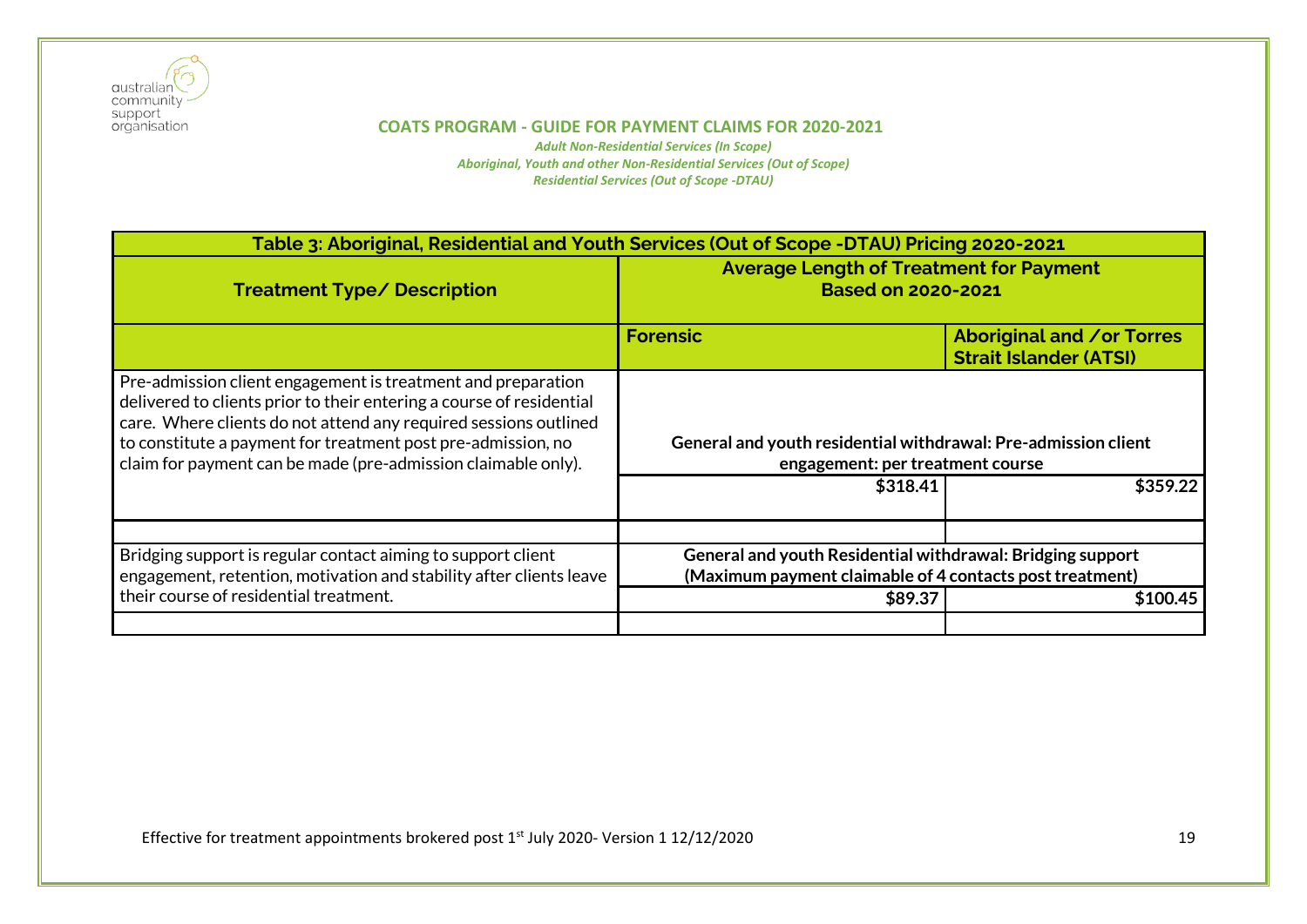**COATS PROGRAM - GUIDE FOR PAYMENT CLAIMS FOR 2020-2021**

*Adult Non-Residential Services (In Scope)*
*Aboriginal, Youth and other Non-Residential Services (Out of Scope)*
*Residential Services (Out of Scope -DTAU)*

| Table 3: Aboriginal, Residential and Youth Services (Out of Scope -DTAU) Pricing 2020-2021 | | |
|---|---|---|
| **Treatment Type/ Description** | **Average Length of Treatment for Payment Based on 2020-2021** | |
| | **Forensic** | **Aboriginal and /or Torres Strait Islander (ATSI)** |
| Pre-admission client engagement is treatment and preparation delivered to clients prior to their entering a course of residential care. Where clients do not attend any required sessions outlined to constitute a payment for treatment post pre-admission, no claim for payment can be made (pre-admission claimable only). | **General and youth residential withdrawal: Pre-admission client engagement: per treatment course** | |
| | **$318.41** | **$359.22** |
| | | |
| Bridging support is regular contact aiming to support client engagement, retention, motivation and stability after clients leave their course of residential treatment. | **General and youth Residential withdrawal: Bridging support (Maximum payment claimable of 4 contacts post treatment)** | |
| | **$89.37** | **$100.45** |
| | | |

Effective for treatment appointments brokered post 1st July 2020- Version 1 12/12/2020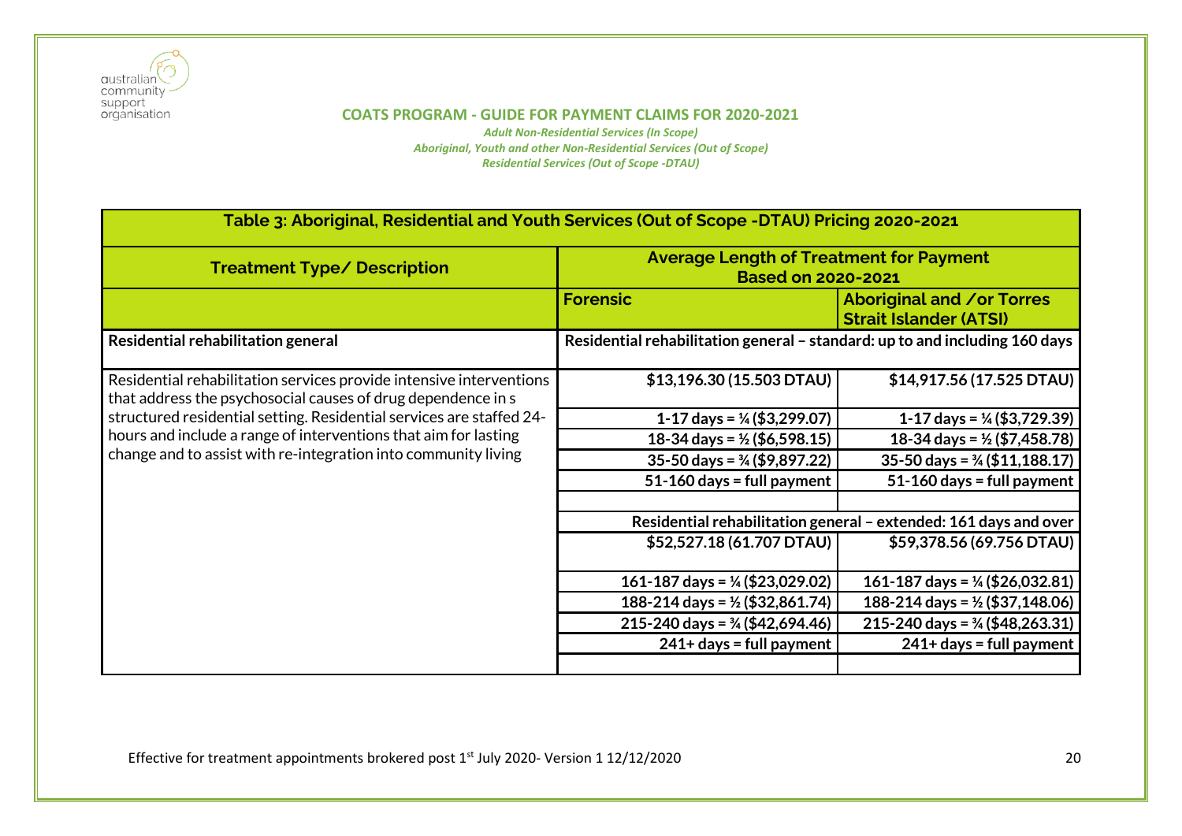## COATS PROGRAM - GUIDE FOR PAYMENT CLAIMS FOR 2020-2021

*Adult Non-Residential Services (In Scope)*
*Aboriginal, Youth and other Non-Residential Services (Out of Scope)*
*Residential Services (Out of Scope -DTAU)*

| Table 3: Aboriginal, Residential and Youth Services (Out of Scope -DTAU) Pricing 2020-2021 | | |
|---|---|---|
| **Treatment Type/ Description** | **Average Length of Treatment for Payment Based on 2020-2021** | |
| | **Forensic** | **Aboriginal and /or Torres Strait Islander (ATSI)** |
| **Residential rehabilitation general** | **Residential rehabilitation general – standard: up to and including 160 days** | |
| Residential rehabilitation services provide intensive interventions that address the psychosocial causes of drug dependence in s structured residential setting. Residential services are staffed 24-hours and include a range of interventions that aim for lasting change and to assist with re-integration into community living | **$13,196.30 (15.503 DTAU)** | **$14,917.56 (17.525 DTAU)** |
| | **1-17 days = ¼ ($3,299.07)** | **1-17 days = ¼ ($3,729.39)** |
| | **18-34 days = ½ ($6,598.15)** | **18-34 days = ½ ($7,458.78)** |
| | **35-50 days = ¾ ($9,897.22)** | **35-50 days = ¾ ($11,188.17)** |
| | **51-160 days = full payment** | **51-160 days = full payment** |
| | | |
| | **Residential rehabilitation general – extended: 161 days and over** | |
| | **$52,527.18 (61.707 DTAU)** | **$59,378.56 (69.756 DTAU)** |
| | **161-187 days = ¼ ($23,029.02)** | **161-187 days = ¼ ($26,032.81)** |
| | **188-214 days = ½ ($32,861.74)** | **188-214 days = ½ ($37,148.06)** |
| | **215-240 days = ¾ ($42,694.46)** | **215-240 days = ¾ ($48,263.31)** |
| | **241+ days = full payment** | **241+ days = full payment** |
| | | |

Effective for treatment appointments brokered post 1st July 2020- Version 1 12/12/2020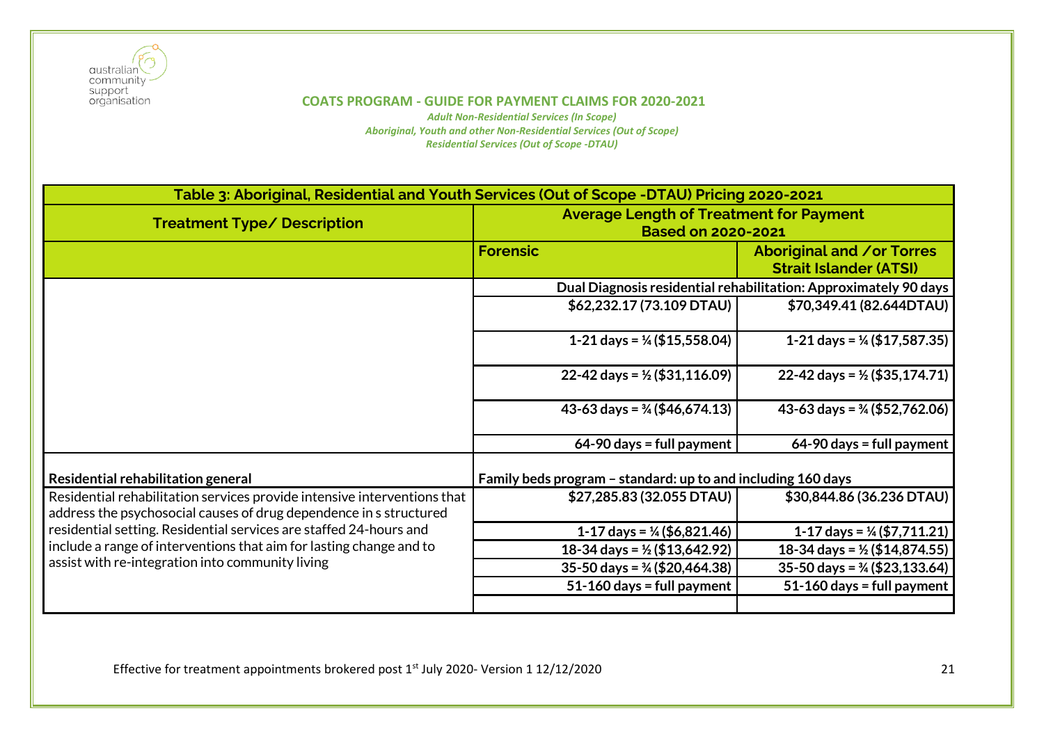australian community support organisation

**COATS PROGRAM - GUIDE FOR PAYMENT CLAIMS FOR 2020-2021**

*Adult Non-Residential Services (In Scope)*
*Aboriginal, Youth and other Non-Residential Services (Out of Scope)*
*Residential Services (Out of Scope -DTAU)*

| Table 3: Aboriginal, Residential and Youth Services (Out of Scope -DTAU) Pricing 2020-2021 | | |
|---|---|---|
| **Treatment Type/ Description** | **Average Length of Treatment for Payment Based on 2020-2021** | |
| | **Forensic** | **Aboriginal and /or Torres Strait Islander (ATSI)** |
| | **Dual Diagnosis residential rehabilitation: Approximately 90 days** | |
| | **$62,232.17 (73.109 DTAU)** | **$70,349.41 (82.644DTAU)** |
| | **1-21 days = ¼ ($15,558.04)** | **1-21 days = ¼ ($17,587.35)** |
| | **22-42 days = ½ ($31,116.09)** | **22-42 days = ½ ($35,174.71)** |
| | **43-63 days = ¾ ($46,674.13)** | **43-63 days = ¾ ($52,762.06)** |
| | **64-90 days = full payment** | **64-90 days = full payment** |
| **Residential rehabilitation general** | **Family beds program – standard: up to and including 160 days** | |
| Residential rehabilitation services provide intensive interventions that address the psychosocial causes of drug dependence in s structured residential setting. Residential services are staffed 24-hours and include a range of interventions that aim for lasting change and to assist with re-integration into community living | **$27,285.83 (32.055 DTAU)** | **$30,844.86 (36.236 DTAU)** |
| | **1-17 days = ¼ ($6,821.46)** | **1-17 days = ¼ ($7,711.21)** |
| | **18-34 days = ½ ($13,642.92)** | **18-34 days = ½ ($14,874.55)** |
| | **35-50 days = ¾ ($20,464.38)** | **35-50 days = ¾ ($23,133.64)** |
| | **51-160 days = full payment** | **51-160 days = full payment** |
| | | |

Effective for treatment appointments brokered post 1st July 2020- Version 1 12/12/2020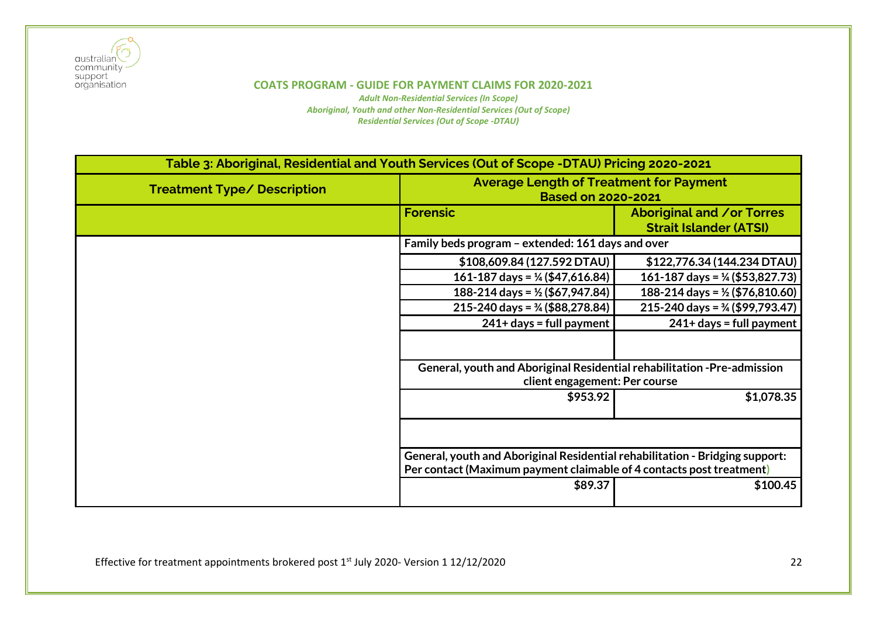**COATS PROGRAM - GUIDE FOR PAYMENT CLAIMS FOR 2020-2021**

*Adult Non-Residential Services (In Scope)*
*Aboriginal, Youth and other Non-Residential Services (Out of Scope)*
*Residential Services (Out of Scope -DTAU)*

| Table 3: Aboriginal, Residential and Youth Services (Out of Scope -DTAU) Pricing 2020-2021 | | |
|---|---|---|
| **Treatment Type/ Description** | **Average Length of Treatment for Payment Based on 2020-2021** | |
| | **Forensic** | **Aboriginal and /or Torres Strait Islander (ATSI)** |
| | **Family beds program – extended: 161 days and over** | |
| | **\$108,609.84 (127.592 DTAU)** | **\$122,776.34 (144.234 DTAU)** |
| | **161-187 days = ¼ (\$47,616.84)** | **161-187 days = ¼ (\$53,827.73)** |
| | **188-214 days = ½ (\$67,947.84)** | **188-214 days = ½ (\$76,810.60)** |
| | **215-240 days = ¾ (\$88,278.84)** | **215-240 days = ¾ (\$99,793.47)** |
| | **241+ days = full payment** | **241+ days = full payment** |
| | | |
| | **General, youth and Aboriginal Residential rehabilitation -Pre-admission client engagement: Per course** | |
| | **\$953.92** | **\$1,078.35** |
| | | |
| | **General, youth and Aboriginal Residential rehabilitation - Bridging support: Per contact (Maximum payment claimable of 4 contacts post treatment)** | |
| | **\$89.37** | **\$100.45** |

Effective for treatment appointments brokered post 1st July 2020- Version 1 12/12/2020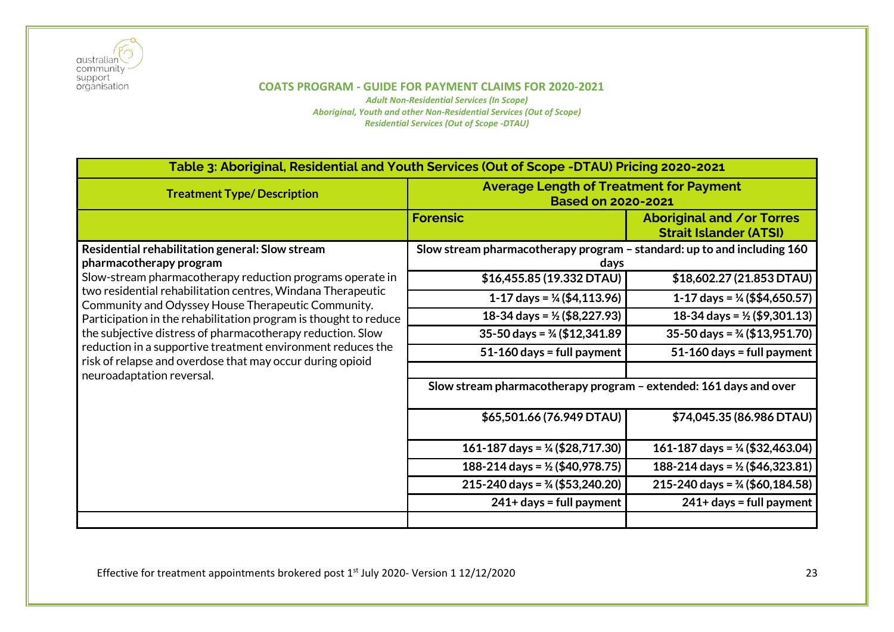## COATS PROGRAM - GUIDE FOR PAYMENT CLAIMS FOR 2020-2021

*Adult Non-Residential Services (In Scope)*
*Aboriginal, Youth and other Non-Residential Services (Out of Scope)*
*Residential Services (Out of Scope -DTAU)*

| Table 3: Aboriginal, Residential and Youth Services (Out of Scope -DTAU) Pricing 2020-2021 | | |
|---|---|---|
| **Treatment Type/ Description** | **Average Length of Treatment for Payment Based on 2020-2021** | |
| | **Forensic** | **Aboriginal and /or Torres Strait Islander (ATSI)** |
| **Residential rehabilitation general: Slow stream pharmacotherapy program**<br>Slow-stream pharmacotherapy reduction programs operate in two residential rehabilitation centres, Windana Therapeutic Community and Odyssey House Therapeutic Community. Participation in the rehabilitation program is thought to reduce the subjective distress of pharmacotherapy reduction. Slow reduction in a supportive treatment environment reduces the risk of relapse and overdose that may occur during opioid neuroadaptation reversal. | **Slow stream pharmacotherapy program – standard: up to and including 160 days** | |
| | **$16,455.85 (19.332 DTAU)** | **$18,602.27 (21.853 DTAU)** |
| | **1-17 days = ¼ ($4,113.96)** | **1-17 days = ¼ ($$4,650.57)** |
| | **18-34 days = ½ ($8,227.93)** | **18-34 days = ½ ($9,301.13)** |
| | **35-50 days = ¾ ($12,341.89** | **35-50 days = ¾ ($13,951.70)** |
| | **51-160 days = full payment** | **51-160 days = full payment** |
| | | |
| | **Slow stream pharmacotherapy program – extended: 161 days and over** | |
| | **$65,501.66 (76.949 DTAU)** | **$74,045.35 (86.986 DTAU)** |
| | **161-187 days = ¼ ($28,717.30)** | **161-187 days = ¼ ($32,463.04)** |
| | **188-214 days = ½ ($40,978.75)** | **188-214 days = ½ ($46,323.81)** |
| | **215-240 days = ¾ ($53,240.20)** | **215-240 days = ¾ ($60,184.58)** |
| | **241+ days = full payment** | **241+ days = full payment** |
| | | |

Effective for treatment appointments brokered post 1st July 2020- Version 1 12/12/2020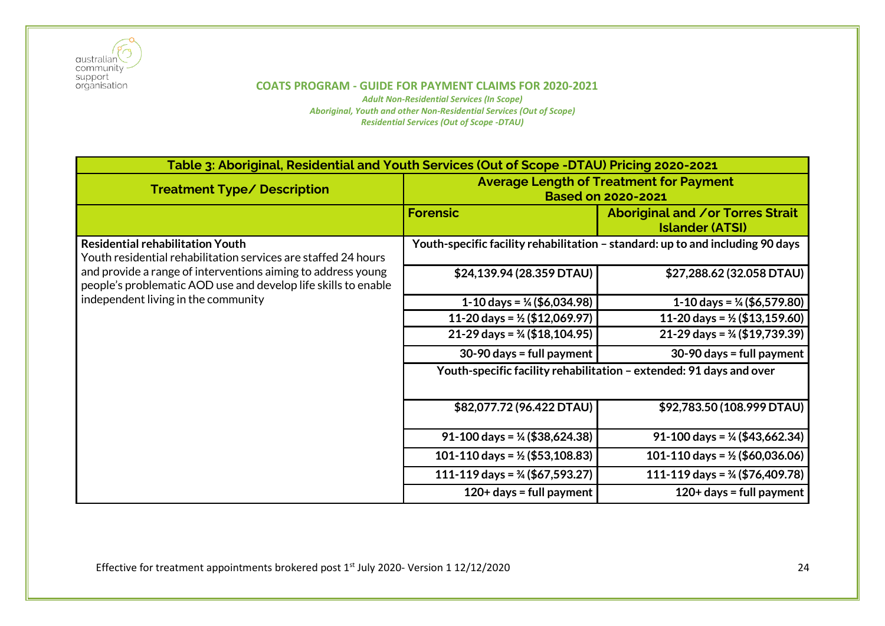**COATS PROGRAM - GUIDE FOR PAYMENT CLAIMS FOR 2020-2021**

*Adult Non-Residential Services (In Scope)*
*Aboriginal, Youth and other Non-Residential Services (Out of Scope)*
*Residential Services (Out of Scope -DTAU)*

| Table 3: Aboriginal, Residential and Youth Services (Out of Scope -DTAU) Pricing 2020-2021 | | |
|---|---|---|
| **Treatment Type/ Description** | **Average Length of Treatment for Payment Based on 2020-2021** | |
| | **Forensic** | **Aboriginal and /or Torres Strait Islander (ATSI)** |
| **Residential rehabilitation Youth** Youth residential rehabilitation services are staffed 24 hours and provide a range of interventions aiming to address young people's problematic AOD use and develop life skills to enable independent living in the community | **Youth-specific facility rehabilitation – standard: up to and including 90 days** | |
| | **$24,139.94 (28.359 DTAU)** | **$27,288.62 (32.058 DTAU)** |
| | **1-10 days = ¼ ($6,034.98)** | **1-10 days = ¼ ($6,579.80)** |
| | **11-20 days = ½ ($12,069.97)** | **11-20 days = ½ ($13,159.60)** |
| | **21-29 days = ¾ ($18,104.95)** | **21-29 days = ¾ ($19,739.39)** |
| | **30-90 days = full payment** | **30-90 days = full payment** |
| | **Youth-specific facility rehabilitation – extended: 91 days and over** | |
| | **$82,077.72 (96.422 DTAU)** | **$92,783.50 (108.999 DTAU)** |
| | **91-100 days = ¼ ($38,624.38)** | **91-100 days = ¼ ($43,662.34)** |
| | **101-110 days = ½ ($53,108.83)** | **101-110 days = ½ ($60,036.06)** |
| | **111-119 days = ¾ ($67,593.27)** | **111-119 days = ¾ ($76,409.78)** |
| | **120+ days = full payment** | **120+ days = full payment** |

Effective for treatment appointments brokered post 1st July 2020- Version 1 12/12/2020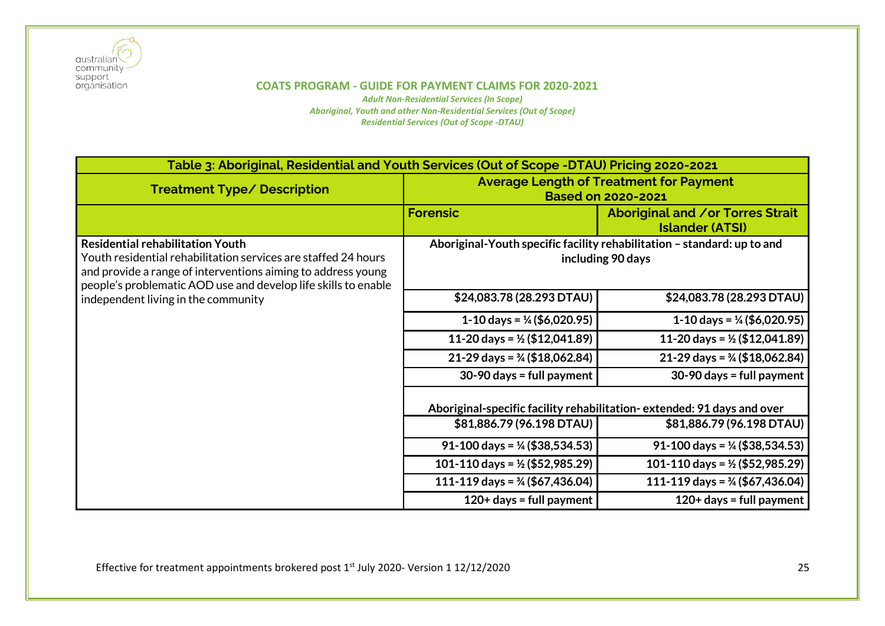australian community support organisation

**COATS PROGRAM - GUIDE FOR PAYMENT CLAIMS FOR 2020-2021**

*Adult Non-Residential Services (In Scope)*
*Aboriginal, Youth and other Non-Residential Services (Out of Scope)*
*Residential Services (Out of Scope -DTAU)*

| Table 3: Aboriginal, Residential and Youth Services (Out of Scope -DTAU) Pricing 2020-2021 | | |
|---|---|---|
| **Treatment Type/ Description** | **Average Length of Treatment for Payment Based on 2020-2021** | |
| | **Forensic** | **Aboriginal and /or Torres Strait Islander (ATSI)** |
| **Residential rehabilitation Youth**<br>Youth residential rehabilitation services are staffed 24 hours and provide a range of interventions aiming to address young people's problematic AOD use and develop life skills to enable independent living in the community | **Aboriginal-Youth specific facility rehabilitation – standard: up to and including 90 days** | |
| | **$24,083.78 (28.293 DTAU)** | **$24,083.78 (28.293 DTAU)** |
| | **1-10 days = ¼ ($6,020.95)** | **1-10 days = ¼ ($6,020.95)** |
| | **11-20 days = ½ ($12,041.89)** | **11-20 days = ½ ($12,041.89)** |
| | **21-29 days = ¾ ($18,062.84)** | **21-29 days = ¾ ($18,062.84)** |
| | **30-90 days = full payment** | **30-90 days = full payment** |
| | **Aboriginal-specific facility rehabilitation- extended: 91 days and over** | |
| | **$81,886.79 (96.198 DTAU)** | **$81,886.79 (96.198 DTAU)** |
| | **91-100 days = ¼ ($38,534.53)** | **91-100 days = ¼ ($38,534.53)** |
| | **101-110 days = ½ ($52,985.29)** | **101-110 days = ½ ($52,985.29)** |
| | **111-119 days = ¾ ($67,436.04)** | **111-119 days = ¾ ($67,436.04)** |
| | **120+ days = full payment** | **120+ days = full payment** |

Effective for treatment appointments brokered post 1st July 2020- Version 1 12/12/2020